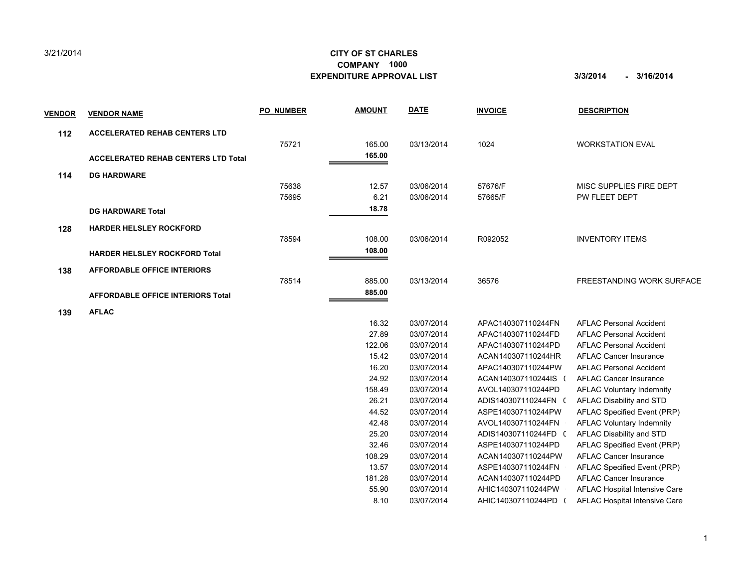3/21/2014

# CITY OF ST CHARLES
## COMPANY 1000
## EXPENDITURE APPROVAL LIST

**3/3/2014 - 3/16/2014**

| VENDOR | VENDOR NAME | PO_NUMBER | AMOUNT | DATE | INVOICE | DESCRIPTION |
|---|---|---|---|---|---|---|
| **112** | **ACCELERATED REHAB CENTERS LTD** | | | | | |
| | | 75721 | 165.00 | 03/13/2014 | 1024 | WORKSTATION EVAL |
| | **ACCELERATED REHAB CENTERS LTD Total** | | **165.00** | | | |
| **114** | **DG HARDWARE** | | | | | |
| | | 75638 | 12.57 | 03/06/2014 | 57676/F | MISC SUPPLIES FIRE DEPT |
| | | 75695 | 6.21 | 03/06/2014 | 57665/F | PW FLEET DEPT |
| | **DG HARDWARE Total** | | **18.78** | | | |
| **128** | **HARDER HELSLEY ROCKFORD** | | | | | |
| | | 78594 | 108.00 | 03/06/2014 | R092052 | INVENTORY ITEMS |
| | **HARDER HELSLEY ROCKFORD Total** | | **108.00** | | | |
| **138** | **AFFORDABLE OFFICE INTERIORS** | | | | | |
| | | 78514 | 885.00 | 03/13/2014 | 36576 | FREESTANDING WORK SURFACE |
| | **AFFORDABLE OFFICE INTERIORS Total** | | **885.00** | | | |
| **139** | **AFLAC** | | | | | |
| | | | 16.32 | 03/07/2014 | APAC140307110244FN | AFLAC Personal Accident |
| | | | 27.89 | 03/07/2014 | APAC140307110244FD | AFLAC Personal Accident |
| | | | 122.06 | 03/07/2014 | APAC140307110244PD | AFLAC Personal Accident |
| | | | 15.42 | 03/07/2014 | ACAN140307110244HR | AFLAC Cancer Insurance |
| | | | 16.20 | 03/07/2014 | APAC140307110244PW | AFLAC Personal Accident |
| | | | 24.92 | 03/07/2014 | ACAN140307110244IS ( | AFLAC Cancer Insurance |
| | | | 158.49 | 03/07/2014 | AVOL140307110244PD | AFLAC Voluntary Indemnity |
| | | | 26.21 | 03/07/2014 | ADIS140307110244FN ( | AFLAC Disability and STD |
| | | | 44.52 | 03/07/2014 | ASPE140307110244PW | AFLAC Specified Event (PRP) |
| | | | 42.48 | 03/07/2014 | AVOL140307110244FN | AFLAC Voluntary Indemnity |
| | | | 25.20 | 03/07/2014 | ADIS140307110244FD ( | AFLAC Disability and STD |
| | | | 32.46 | 03/07/2014 | ASPE140307110244PD | AFLAC Specified Event (PRP) |
| | | | 108.29 | 03/07/2014 | ACAN140307110244PW | AFLAC Cancer Insurance |
| | | | 13.57 | 03/07/2014 | ASPE140307110244FN | AFLAC Specified Event (PRP) |
| | | | 181.28 | 03/07/2014 | ACAN140307110244PD | AFLAC Cancer Insurance |
| | | | 55.90 | 03/07/2014 | AHIC140307110244PW | AFLAC Hospital Intensive Care |
| | | | 8.10 | 03/07/2014 | AHIC140307110244PD ( | AFLAC Hospital Intensive Care |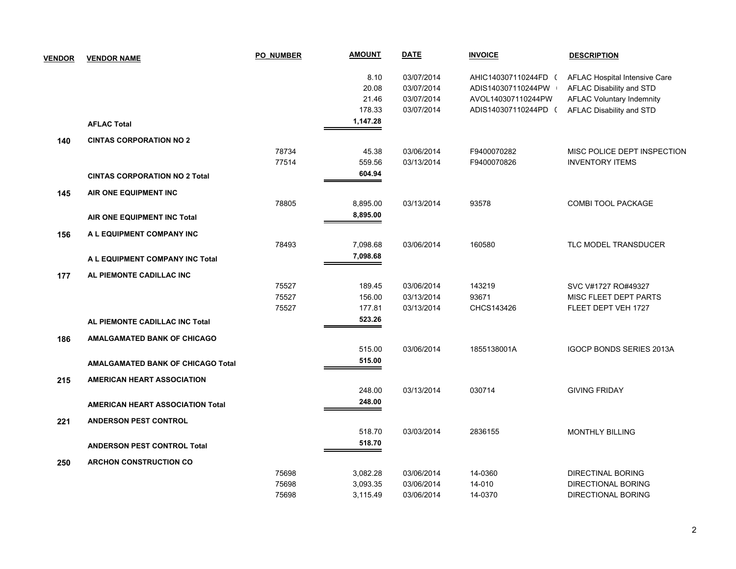| VENDOR | VENDOR NAME | PO_NUMBER | AMOUNT | DATE | INVOICE | DESCRIPTION |
|---|---|---|---|---|---|---|
| | | | 8.10 | 03/07/2014 | AHIC140307110244FD ( | AFLAC Hospital Intensive Care |
| | | | 20.08 | 03/07/2014 | ADIS140307110244PW | AFLAC Disability and STD |
| | | | 21.46 | 03/07/2014 | AVOL140307110244PW | AFLAC Voluntary Indemnity |
| | | | 178.33 | 03/07/2014 | ADIS140307110244PD ( | AFLAC Disability and STD |
| | **AFLAC Total** | | **1,147.28** | | | |
| **140** | **CINTAS CORPORATION NO 2** | | | | | |
| | | 78734 | 45.38 | 03/06/2014 | F9400070282 | MISC POLICE DEPT INSPECTION |
| | | 77514 | 559.56 | 03/13/2014 | F9400070826 | INVENTORY ITEMS |
| | **CINTAS CORPORATION NO 2 Total** | | **604.94** | | | |
| **145** | **AIR ONE EQUIPMENT INC** | | | | | |
| | | 78805 | 8,895.00 | 03/13/2014 | 93578 | COMBI TOOL PACKAGE |
| | **AIR ONE EQUIPMENT INC Total** | | **8,895.00** | | | |
| **156** | **A L EQUIPMENT COMPANY INC** | | | | | |
| | | 78493 | 7,098.68 | 03/06/2014 | 160580 | TLC MODEL TRANSDUCER |
| | **A L EQUIPMENT COMPANY INC Total** | | **7,098.68** | | | |
| **177** | **AL PIEMONTE CADILLAC INC** | | | | | |
| | | 75527 | 189.45 | 03/06/2014 | 143219 | SVC V#1727 RO#49327 |
| | | 75527 | 156.00 | 03/13/2014 | 93671 | MISC FLEET DEPT PARTS |
| | | 75527 | 177.81 | 03/13/2014 | CHCS143426 | FLEET DEPT VEH 1727 |
| | **AL PIEMONTE CADILLAC INC Total** | | **523.26** | | | |
| **186** | **AMALGAMATED BANK OF CHICAGO** | | | | | |
| | | | 515.00 | 03/06/2014 | 1855138001A | IGOCP BONDS SERIES 2013A |
| | **AMALGAMATED BANK OF CHICAGO Total** | | **515.00** | | | |
| **215** | **AMERICAN HEART ASSOCIATION** | | | | | |
| | | | 248.00 | 03/13/2014 | 030714 | GIVING FRIDAY |
| | **AMERICAN HEART ASSOCIATION Total** | | **248.00** | | | |
| **221** | **ANDERSON PEST CONTROL** | | | | | |
| | | | 518.70 | 03/03/2014 | 2836155 | MONTHLY BILLING |
| | **ANDERSON PEST CONTROL Total** | | **518.70** | | | |
| **250** | **ARCHON CONSTRUCTION CO** | | | | | |
| | | 75698 | 3,082.28 | 03/06/2014 | 14-0360 | DIRECTINAL BORING |
| | | 75698 | 3,093.35 | 03/06/2014 | 14-010 | DIRECTIONAL BORING |
| | | 75698 | 3,115.49 | 03/06/2014 | 14-0370 | DIRECTIONAL BORING |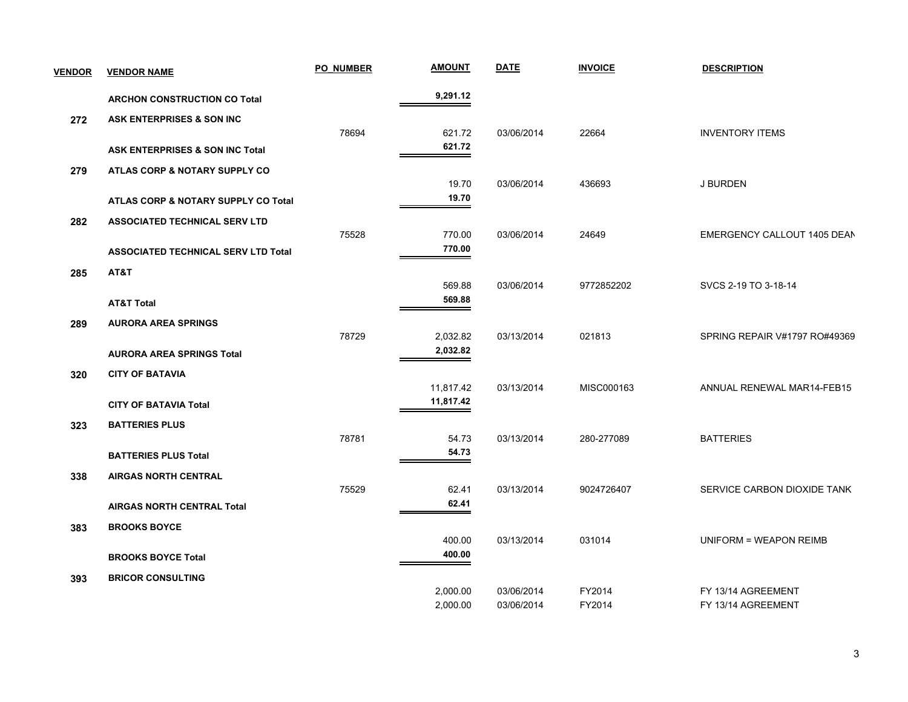| VENDOR | VENDOR NAME | PO_NUMBER | AMOUNT | DATE | INVOICE | DESCRIPTION |
|---|---|---|---|---|---|---|
| | **ARCHON CONSTRUCTION CO Total** | | **9,291.12** | | | |
| **272** | **ASK ENTERPRISES & SON INC** | | | | | |
| | | 78694 | 621.72 | 03/06/2014 | 22664 | INVENTORY ITEMS |
| | **ASK ENTERPRISES & SON INC Total** | | **621.72** | | | |
| **279** | **ATLAS CORP & NOTARY SUPPLY CO** | | | | | |
| | | | 19.70 | 03/06/2014 | 436693 | J BURDEN |
| | **ATLAS CORP & NOTARY SUPPLY CO Total** | | **19.70** | | | |
| **282** | **ASSOCIATED TECHNICAL SERV LTD** | | | | | |
| | | 75528 | 770.00 | 03/06/2014 | 24649 | EMERGENCY CALLOUT 1405 DEAN |
| | **ASSOCIATED TECHNICAL SERV LTD Total** | | **770.00** | | | |
| **285** | **AT&T** | | | | | |
| | | | 569.88 | 03/06/2014 | 9772852202 | SVCS 2-19 TO 3-18-14 |
| | **AT&T Total** | | **569.88** | | | |
| **289** | **AURORA AREA SPRINGS** | | | | | |
| | | 78729 | 2,032.82 | 03/13/2014 | 021813 | SPRING REPAIR V#1797 RO#49369 |
| | **AURORA AREA SPRINGS Total** | | **2,032.82** | | | |
| **320** | **CITY OF BATAVIA** | | | | | |
| | | | 11,817.42 | 03/13/2014 | MISC000163 | ANNUAL RENEWAL MAR14-FEB15 |
| | **CITY OF BATAVIA Total** | | **11,817.42** | | | |
| **323** | **BATTERIES PLUS** | | | | | |
| | | 78781 | 54.73 | 03/13/2014 | 280-277089 | BATTERIES |
| | **BATTERIES PLUS Total** | | **54.73** | | | |
| **338** | **AIRGAS NORTH CENTRAL** | | | | | |
| | | 75529 | 62.41 | 03/13/2014 | 9024726407 | SERVICE CARBON DIOXIDE TANK |
| | **AIRGAS NORTH CENTRAL Total** | | **62.41** | | | |
| **383** | **BROOKS BOYCE** | | | | | |
| | | | 400.00 | 03/13/2014 | 031014 | UNIFORM = WEAPON REIMB |
| | **BROOKS BOYCE Total** | | **400.00** | | | |
| **393** | **BRICOR CONSULTING** | | | | | |
| | | | 2,000.00 | 03/06/2014 | FY2014 | FY 13/14 AGREEMENT |
| | | | 2,000.00 | 03/06/2014 | FY2014 | FY 13/14 AGREEMENT |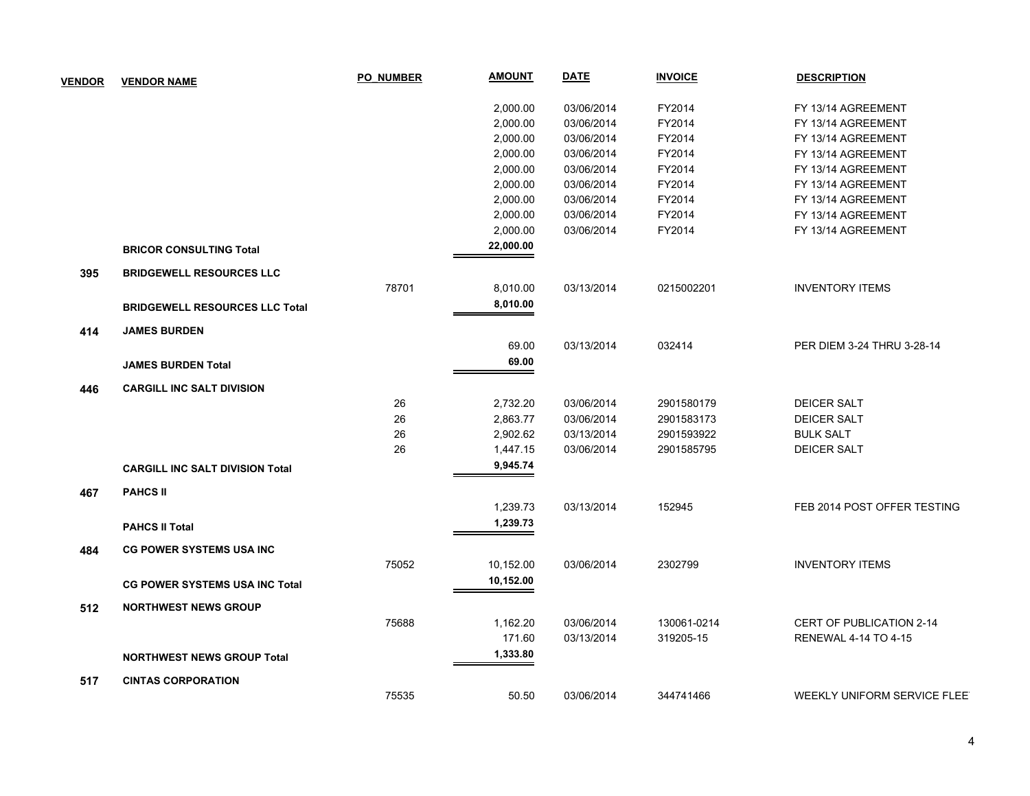| VENDOR | VENDOR NAME | PO_NUMBER | AMOUNT | DATE | INVOICE | DESCRIPTION |
|---|---|---|---|---|---|---|
| | | | 2,000.00 | 03/06/2014 | FY2014 | FY 13/14 AGREEMENT |
| | | | 2,000.00 | 03/06/2014 | FY2014 | FY 13/14 AGREEMENT |
| | | | 2,000.00 | 03/06/2014 | FY2014 | FY 13/14 AGREEMENT |
| | | | 2,000.00 | 03/06/2014 | FY2014 | FY 13/14 AGREEMENT |
| | | | 2,000.00 | 03/06/2014 | FY2014 | FY 13/14 AGREEMENT |
| | | | 2,000.00 | 03/06/2014 | FY2014 | FY 13/14 AGREEMENT |
| | | | 2,000.00 | 03/06/2014 | FY2014 | FY 13/14 AGREEMENT |
| | | | 2,000.00 | 03/06/2014 | FY2014 | FY 13/14 AGREEMENT |
| | | | 2,000.00 | 03/06/2014 | FY2014 | FY 13/14 AGREEMENT |
| | **BRICOR CONSULTING Total** | | **22,000.00** | | | |
| **395** | **BRIDGEWELL RESOURCES LLC** | | | | | |
| | | 78701 | 8,010.00 | 03/13/2014 | 0215002201 | INVENTORY ITEMS |
| | **BRIDGEWELL RESOURCES LLC Total** | | **8,010.00** | | | |
| **414** | **JAMES BURDEN** | | | | | |
| | | | 69.00 | 03/13/2014 | 032414 | PER DIEM 3-24 THRU 3-28-14 |
| | **JAMES BURDEN Total** | | **69.00** | | | |
| **446** | **CARGILL INC SALT DIVISION** | | | | | |
| | | 26 | 2,732.20 | 03/06/2014 | 2901580179 | DEICER SALT |
| | | 26 | 2,863.77 | 03/06/2014 | 2901583173 | DEICER SALT |
| | | 26 | 2,902.62 | 03/13/2014 | 2901593922 | BULK SALT |
| | | 26 | 1,447.15 | 03/06/2014 | 2901585795 | DEICER SALT |
| | **CARGILL INC SALT DIVISION Total** | | **9,945.74** | | | |
| **467** | **PAHCS II** | | | | | |
| | | | 1,239.73 | 03/13/2014 | 152945 | FEB 2014 POST OFFER TESTING |
| | **PAHCS II Total** | | **1,239.73** | | | |
| **484** | **CG POWER SYSTEMS USA INC** | | | | | |
| | | 75052 | 10,152.00 | 03/06/2014 | 2302799 | INVENTORY ITEMS |
| | **CG POWER SYSTEMS USA INC Total** | | **10,152.00** | | | |
| **512** | **NORTHWEST NEWS GROUP** | | | | | |
| | | 75688 | 1,162.20 | 03/06/2014 | 130061-0214 | CERT OF PUBLICATION 2-14 |
| | | | 171.60 | 03/13/2014 | 319205-15 | RENEWAL 4-14 TO 4-15 |
| | **NORTHWEST NEWS GROUP Total** | | **1,333.80** | | | |
| **517** | **CINTAS CORPORATION** | | | | | |
| | | 75535 | 50.50 | 03/06/2014 | 344741466 | WEEKLY UNIFORM SERVICE FLEE |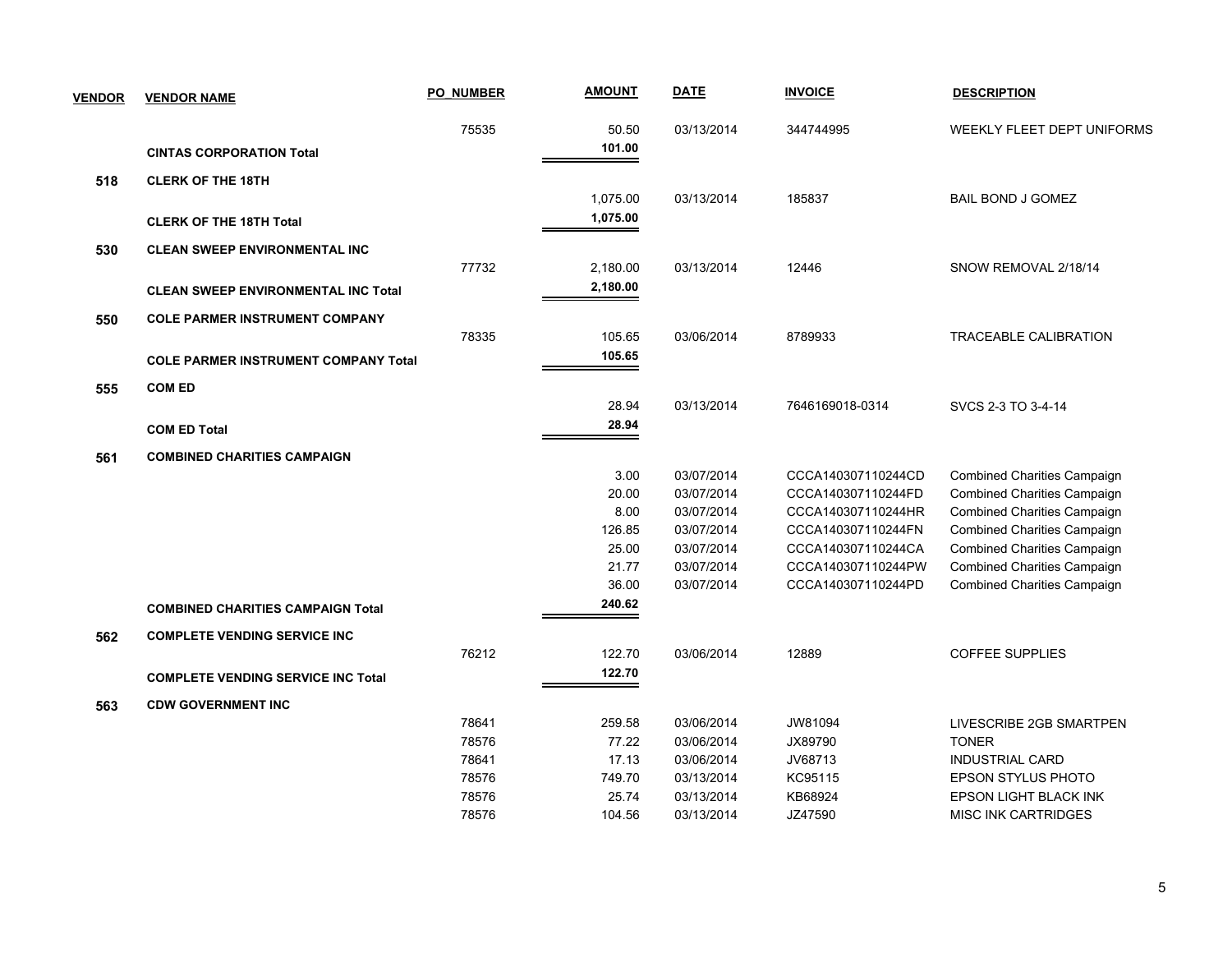| VENDOR | VENDOR NAME | PO_NUMBER | AMOUNT | DATE | INVOICE | DESCRIPTION |
|---|---|---|---|---|---|---|
| | | 75535 | 50.50 | 03/13/2014 | 344744995 | WEEKLY FLEET DEPT UNIFORMS |
| | **CINTAS CORPORATION Total** | | **101.00** | | | |
| **518** | **CLERK OF THE 18TH** | | | | | |
| | | | 1,075.00 | 03/13/2014 | 185837 | BAIL BOND J GOMEZ |
| | **CLERK OF THE 18TH Total** | | **1,075.00** | | | |
| **530** | **CLEAN SWEEP ENVIRONMENTAL INC** | | | | | |
| | | 77732 | 2,180.00 | 03/13/2014 | 12446 | SNOW REMOVAL 2/18/14 |
| | **CLEAN SWEEP ENVIRONMENTAL INC Total** | | **2,180.00** | | | |
| **550** | **COLE PARMER INSTRUMENT COMPANY** | | | | | |
| | | 78335 | 105.65 | 03/06/2014 | 8789933 | TRACEABLE CALIBRATION |
| | **COLE PARMER INSTRUMENT COMPANY Total** | | **105.65** | | | |
| **555** | **COM ED** | | | | | |
| | | | 28.94 | 03/13/2014 | 7646169018-0314 | SVCS 2-3 TO 3-4-14 |
| | **COM ED Total** | | **28.94** | | | |
| **561** | **COMBINED CHARITIES CAMPAIGN** | | | | | |
| | | | 3.00 | 03/07/2014 | CCCA140307110244CD | Combined Charities Campaign |
| | | | 20.00 | 03/07/2014 | CCCA140307110244FD | Combined Charities Campaign |
| | | | 8.00 | 03/07/2014 | CCCA140307110244HR | Combined Charities Campaign |
| | | | 126.85 | 03/07/2014 | CCCA140307110244FN | Combined Charities Campaign |
| | | | 25.00 | 03/07/2014 | CCCA140307110244CA | Combined Charities Campaign |
| | | | 21.77 | 03/07/2014 | CCCA140307110244PW | Combined Charities Campaign |
| | | | 36.00 | 03/07/2014 | CCCA140307110244PD | Combined Charities Campaign |
| | **COMBINED CHARITIES CAMPAIGN Total** | | **240.62** | | | |
| **562** | **COMPLETE VENDING SERVICE INC** | | | | | |
| | | 76212 | 122.70 | 03/06/2014 | 12889 | COFFEE SUPPLIES |
| | **COMPLETE VENDING SERVICE INC Total** | | **122.70** | | | |
| **563** | **CDW GOVERNMENT INC** | | | | | |
| | | 78641 | 259.58 | 03/06/2014 | JW81094 | LIVESCRIBE 2GB SMARTPEN |
| | | 78576 | 77.22 | 03/06/2014 | JX89790 | TONER |
| | | 78641 | 17.13 | 03/06/2014 | JV68713 | INDUSTRIAL CARD |
| | | 78576 | 749.70 | 03/13/2014 | KC95115 | EPSON STYLUS PHOTO |
| | | 78576 | 25.74 | 03/13/2014 | KB68924 | EPSON LIGHT BLACK INK |
| | | 78576 | 104.56 | 03/13/2014 | JZ47590 | MISC INK CARTRIDGES |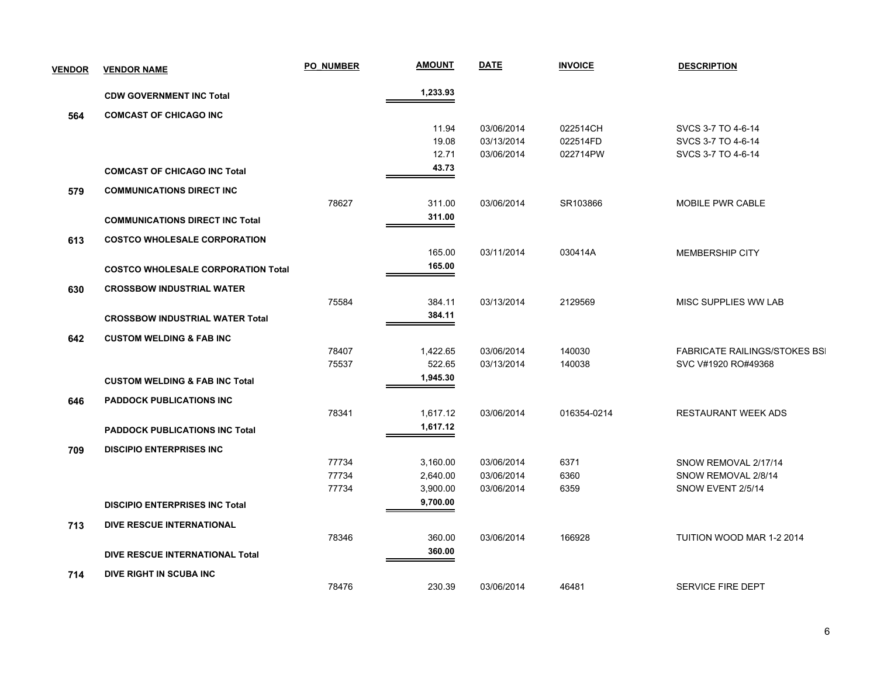| VENDOR | VENDOR NAME | PO_NUMBER | AMOUNT | DATE | INVOICE | DESCRIPTION |
|---|---|---|---|---|---|---|
| | CDW GOVERNMENT INC Total | | 1,233.93 | | | |
| 564 | COMCAST OF CHICAGO INC | | | | | |
| | | | 11.94 | 03/06/2014 | 022514CH | SVCS 3-7 TO 4-6-14 |
| | | | 19.08 | 03/13/2014 | 022514FD | SVCS 3-7 TO 4-6-14 |
| | | | 12.71 | 03/06/2014 | 022714PW | SVCS 3-7 TO 4-6-14 |
| | COMCAST OF CHICAGO INC Total | | 43.73 | | | |
| 579 | COMMUNICATIONS DIRECT INC | | | | | |
| | | 78627 | 311.00 | 03/06/2014 | SR103866 | MOBILE PWR CABLE |
| | COMMUNICATIONS DIRECT INC Total | | 311.00 | | | |
| 613 | COSTCO WHOLESALE CORPORATION | | | | | |
| | | | 165.00 | 03/11/2014 | 030414A | MEMBERSHIP CITY |
| | COSTCO WHOLESALE CORPORATION Total | | 165.00 | | | |
| 630 | CROSSBOW INDUSTRIAL WATER | | | | | |
| | | 75584 | 384.11 | 03/13/2014 | 2129569 | MISC SUPPLIES WW LAB |
| | CROSSBOW INDUSTRIAL WATER Total | | 384.11 | | | |
| 642 | CUSTOM WELDING & FAB INC | | | | | |
| | | 78407 | 1,422.65 | 03/06/2014 | 140030 | FABRICATE RAILINGS/STOKES BSI |
| | | 75537 | 522.65 | 03/13/2014 | 140038 | SVC V#1920 RO#49368 |
| | CUSTOM WELDING & FAB INC Total | | 1,945.30 | | | |
| 646 | PADDOCK PUBLICATIONS INC | | | | | |
| | | 78341 | 1,617.12 | 03/06/2014 | 016354-0214 | RESTAURANT WEEK ADS |
| | PADDOCK PUBLICATIONS INC Total | | 1,617.12 | | | |
| 709 | DISCIPIO ENTERPRISES INC | | | | | |
| | | 77734 | 3,160.00 | 03/06/2014 | 6371 | SNOW REMOVAL 2/17/14 |
| | | 77734 | 2,640.00 | 03/06/2014 | 6360 | SNOW REMOVAL 2/8/14 |
| | | 77734 | 3,900.00 | 03/06/2014 | 6359 | SNOW EVENT 2/5/14 |
| | DISCIPIO ENTERPRISES INC Total | | 9,700.00 | | | |
| 713 | DIVE RESCUE INTERNATIONAL | | | | | |
| | | 78346 | 360.00 | 03/06/2014 | 166928 | TUITION WOOD MAR 1-2 2014 |
| | DIVE RESCUE INTERNATIONAL Total | | 360.00 | | | |
| 714 | DIVE RIGHT IN SCUBA INC | | | | | |
| | | 78476 | 230.39 | 03/06/2014 | 46481 | SERVICE FIRE DEPT |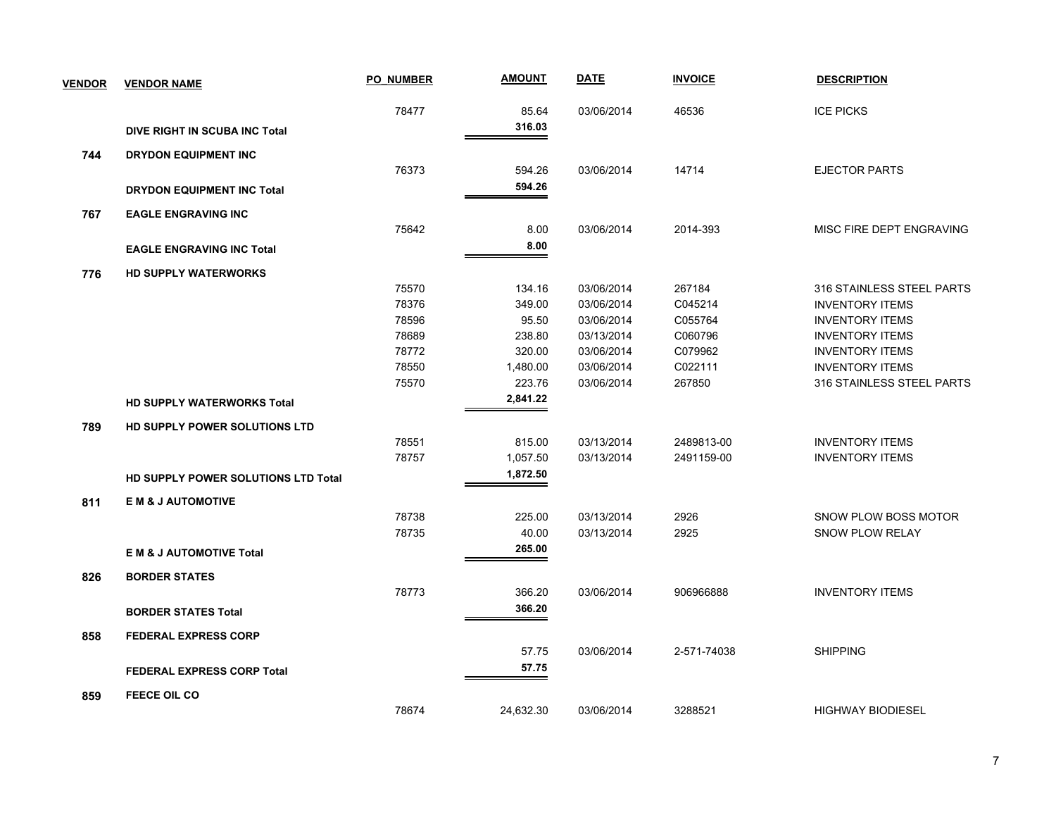| VENDOR | VENDOR NAME | PO_NUMBER | AMOUNT | DATE | INVOICE | DESCRIPTION |
|---|---|---|---|---|---|---|
| | | 78477 | 85.64 | 03/06/2014 | 46536 | ICE PICKS |
| | **DIVE RIGHT IN SCUBA INC Total** | | **316.03** | | | |
| **744** | **DRYDON EQUIPMENT INC** | | | | | |
| | | 76373 | 594.26 | 03/06/2014 | 14714 | EJECTOR PARTS |
| | **DRYDON EQUIPMENT INC Total** | | **594.26** | | | |
| **767** | **EAGLE ENGRAVING INC** | | | | | |
| | | 75642 | 8.00 | 03/06/2014 | 2014-393 | MISC FIRE DEPT ENGRAVING |
| | **EAGLE ENGRAVING INC Total** | | **8.00** | | | |
| **776** | **HD SUPPLY WATERWORKS** | | | | | |
| | | 75570 | 134.16 | 03/06/2014 | 267184 | 316 STAINLESS STEEL PARTS |
| | | 78376 | 349.00 | 03/06/2014 | C045214 | INVENTORY ITEMS |
| | | 78596 | 95.50 | 03/06/2014 | C055764 | INVENTORY ITEMS |
| | | 78689 | 238.80 | 03/13/2014 | C060796 | INVENTORY ITEMS |
| | | 78772 | 320.00 | 03/06/2014 | C079962 | INVENTORY ITEMS |
| | | 78550 | 1,480.00 | 03/06/2014 | C022111 | INVENTORY ITEMS |
| | | 75570 | 223.76 | 03/06/2014 | 267850 | 316 STAINLESS STEEL PARTS |
| | **HD SUPPLY WATERWORKS Total** | | **2,841.22** | | | |
| **789** | **HD SUPPLY POWER SOLUTIONS LTD** | | | | | |
| | | 78551 | 815.00 | 03/13/2014 | 2489813-00 | INVENTORY ITEMS |
| | | 78757 | 1,057.50 | 03/13/2014 | 2491159-00 | INVENTORY ITEMS |
| | **HD SUPPLY POWER SOLUTIONS LTD Total** | | **1,872.50** | | | |
| **811** | **E M & J AUTOMOTIVE** | | | | | |
| | | 78738 | 225.00 | 03/13/2014 | 2926 | SNOW PLOW BOSS MOTOR |
| | | 78735 | 40.00 | 03/13/2014 | 2925 | SNOW PLOW RELAY |
| | **E M & J AUTOMOTIVE Total** | | **265.00** | | | |
| **826** | **BORDER STATES** | | | | | |
| | | 78773 | 366.20 | 03/06/2014 | 906966888 | INVENTORY ITEMS |
| | **BORDER STATES Total** | | **366.20** | | | |
| **858** | **FEDERAL EXPRESS CORP** | | | | | |
| | | | 57.75 | 03/06/2014 | 2-571-74038 | SHIPPING |
| | **FEDERAL EXPRESS CORP Total** | | **57.75** | | | |
| **859** | **FEECE OIL CO** | | | | | |
| | | 78674 | 24,632.30 | 03/06/2014 | 3288521 | HIGHWAY BIODIESEL |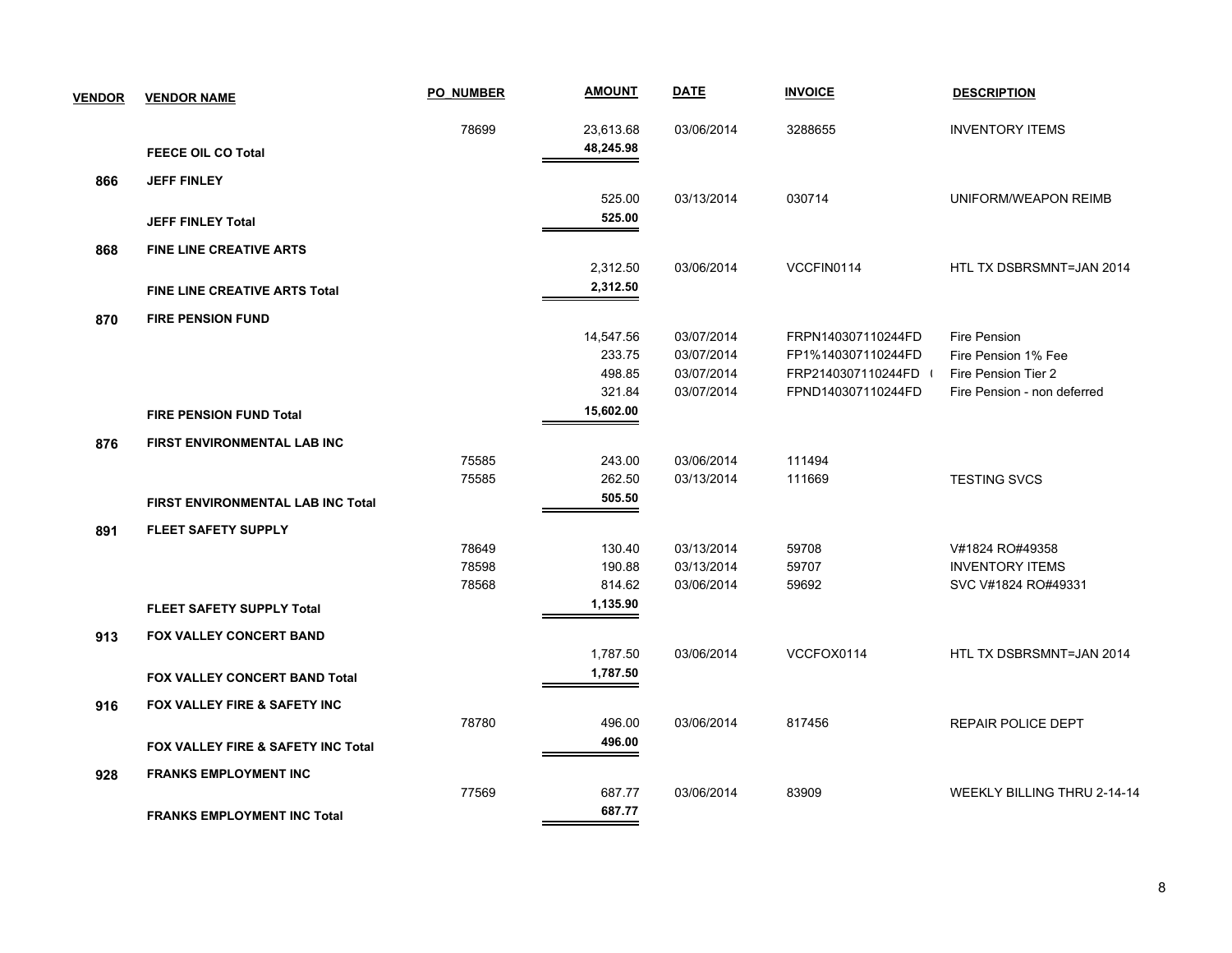| VENDOR | VENDOR NAME | PO_NUMBER | AMOUNT | DATE | INVOICE | DESCRIPTION |
|---|---|---|---|---|---|---|
| | | 78699 | 23,613.68 | 03/06/2014 | 3288655 | INVENTORY ITEMS |
| | **FEECE OIL CO Total** | | **48,245.98** | | | |
| **866** | **JEFF FINLEY** | | | | | |
| | | | 525.00 | 03/13/2014 | 030714 | UNIFORM/WEAPON REIMB |
| | **JEFF FINLEY Total** | | **525.00** | | | |
| **868** | **FINE LINE CREATIVE ARTS** | | | | | |
| | | | 2,312.50 | 03/06/2014 | VCCFIN0114 | HTL TX DSBRSMNT=JAN 2014 |
| | **FINE LINE CREATIVE ARTS Total** | | **2,312.50** | | | |
| **870** | **FIRE PENSION FUND** | | | | | |
| | | | 14,547.56 | 03/07/2014 | FRPN140307110244FD | Fire Pension |
| | | | 233.75 | 03/07/2014 | FP1%140307110244FD | Fire Pension 1% Fee |
| | | | 498.85 | 03/07/2014 | FRP2140307110244FD ( | Fire Pension Tier 2 |
| | | | 321.84 | 03/07/2014 | FPND140307110244FD | Fire Pension - non deferred |
| | **FIRE PENSION FUND Total** | | **15,602.00** | | | |
| **876** | **FIRST ENVIRONMENTAL LAB INC** | | | | | |
| | | 75585 | 243.00 | 03/06/2014 | 111494 | |
| | | 75585 | 262.50 | 03/13/2014 | 111669 | TESTING SVCS |
| | **FIRST ENVIRONMENTAL LAB INC Total** | | **505.50** | | | |
| **891** | **FLEET SAFETY SUPPLY** | | | | | |
| | | 78649 | 130.40 | 03/13/2014 | 59708 | V#1824 RO#49358 |
| | | 78598 | 190.88 | 03/13/2014 | 59707 | INVENTORY ITEMS |
| | | 78568 | 814.62 | 03/06/2014 | 59692 | SVC V#1824 RO#49331 |
| | **FLEET SAFETY SUPPLY Total** | | **1,135.90** | | | |
| **913** | **FOX VALLEY CONCERT BAND** | | | | | |
| | | | 1,787.50 | 03/06/2014 | VCCFOX0114 | HTL TX DSBRSMNT=JAN 2014 |
| | **FOX VALLEY CONCERT BAND Total** | | **1,787.50** | | | |
| **916** | **FOX VALLEY FIRE & SAFETY INC** | | | | | |
| | | 78780 | 496.00 | 03/06/2014 | 817456 | REPAIR POLICE DEPT |
| | **FOX VALLEY FIRE & SAFETY INC Total** | | **496.00** | | | |
| **928** | **FRANKS EMPLOYMENT INC** | | | | | |
| | | 77569 | 687.77 | 03/06/2014 | 83909 | WEEKLY BILLING THRU 2-14-14 |
| | **FRANKS EMPLOYMENT INC Total** | | **687.77** | | | |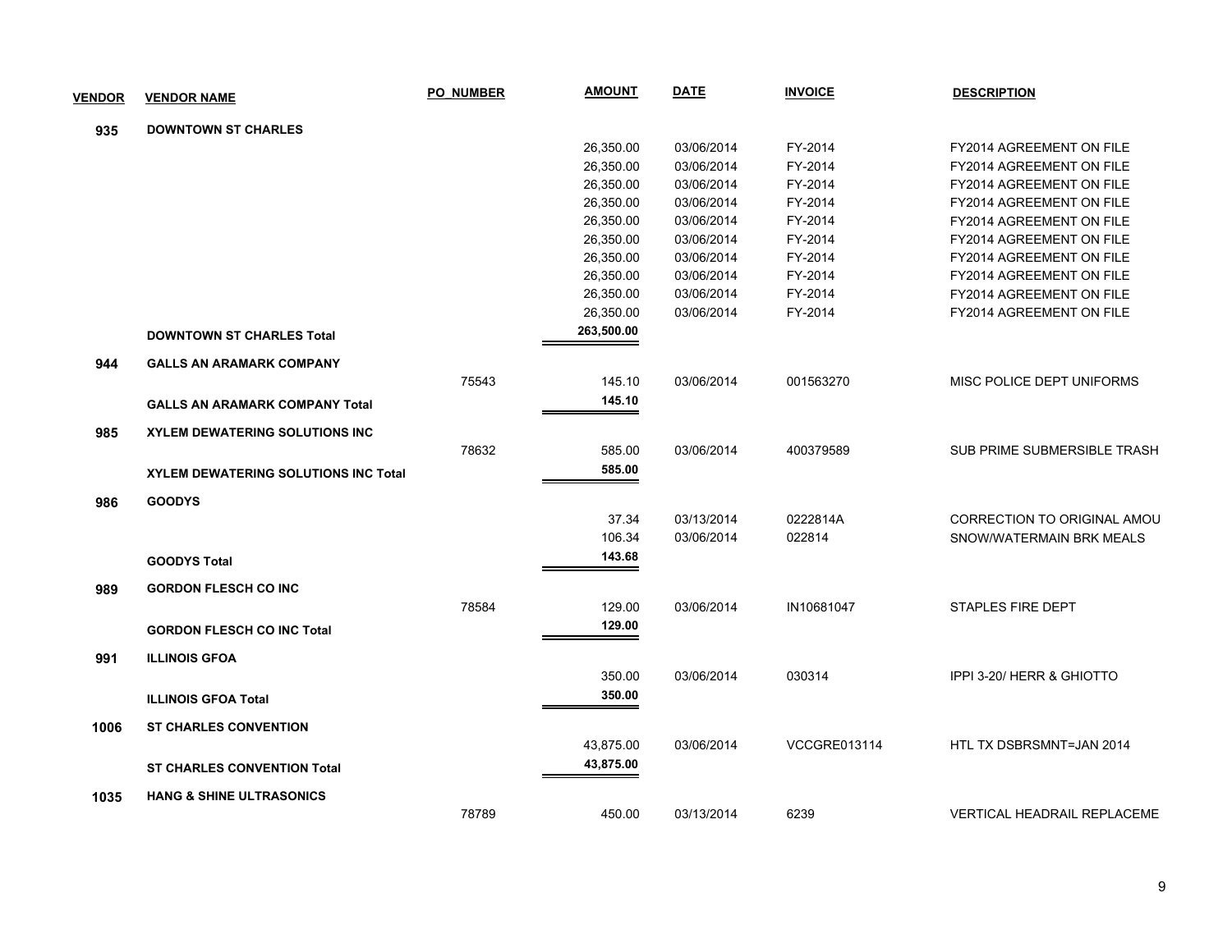| VENDOR | VENDOR NAME | PO_NUMBER | AMOUNT | DATE | INVOICE | DESCRIPTION |
| --- | --- | --- | --- | --- | --- | --- |
| 935 | DOWNTOWN ST CHARLES | | | | | |
| | | | 26,350.00 | 03/06/2014 | FY-2014 | FY2014 AGREEMENT ON FILE |
| | | | 26,350.00 | 03/06/2014 | FY-2014 | FY2014 AGREEMENT ON FILE |
| | | | 26,350.00 | 03/06/2014 | FY-2014 | FY2014 AGREEMENT ON FILE |
| | | | 26,350.00 | 03/06/2014 | FY-2014 | FY2014 AGREEMENT ON FILE |
| | | | 26,350.00 | 03/06/2014 | FY-2014 | FY2014 AGREEMENT ON FILE |
| | | | 26,350.00 | 03/06/2014 | FY-2014 | FY2014 AGREEMENT ON FILE |
| | | | 26,350.00 | 03/06/2014 | FY-2014 | FY2014 AGREEMENT ON FILE |
| | | | 26,350.00 | 03/06/2014 | FY-2014 | FY2014 AGREEMENT ON FILE |
| | | | 26,350.00 | 03/06/2014 | FY-2014 | FY2014 AGREEMENT ON FILE |
| | | | 26,350.00 | 03/06/2014 | FY-2014 | FY2014 AGREEMENT ON FILE |
| | **DOWNTOWN ST CHARLES Total** | | **263,500.00** | | | |
| 944 | GALLS AN ARAMARK COMPANY | | | | | |
| | | 75543 | 145.10 | 03/06/2014 | 001563270 | MISC POLICE DEPT UNIFORMS |
| | **GALLS AN ARAMARK COMPANY Total** | | **145.10** | | | |
| 985 | XYLEM DEWATERING SOLUTIONS INC | | | | | |
| | | 78632 | 585.00 | 03/06/2014 | 400379589 | SUB PRIME SUBMERSIBLE TRASH |
| | **XYLEM DEWATERING SOLUTIONS INC Total** | | **585.00** | | | |
| 986 | GOODYS | | | | | |
| | | | 37.34 | 03/13/2014 | 0222814A | CORRECTION TO ORIGINAL AMOU |
| | | | 106.34 | 03/06/2014 | 022814 | SNOW/WATERMAIN BRK MEALS |
| | **GOODYS Total** | | **143.68** | | | |
| 989 | GORDON FLESCH CO INC | | | | | |
| | | 78584 | 129.00 | 03/06/2014 | IN10681047 | STAPLES FIRE DEPT |
| | **GORDON FLESCH CO INC Total** | | **129.00** | | | |
| 991 | ILLINOIS GFOA | | | | | |
| | | | 350.00 | 03/06/2014 | 030314 | IPPI 3-20/ HERR & GHIOTTO |
| | **ILLINOIS GFOA Total** | | **350.00** | | | |
| 1006 | ST CHARLES CONVENTION | | | | | |
| | | | 43,875.00 | 03/06/2014 | VCCGRE013114 | HTL TX DSBRSMNT=JAN 2014 |
| | **ST CHARLES CONVENTION Total** | | **43,875.00** | | | |
| 1035 | HANG & SHINE ULTRASONICS | | | | | |
| | | 78789 | 450.00 | 03/13/2014 | 6239 | VERTICAL HEADRAIL REPLACEME |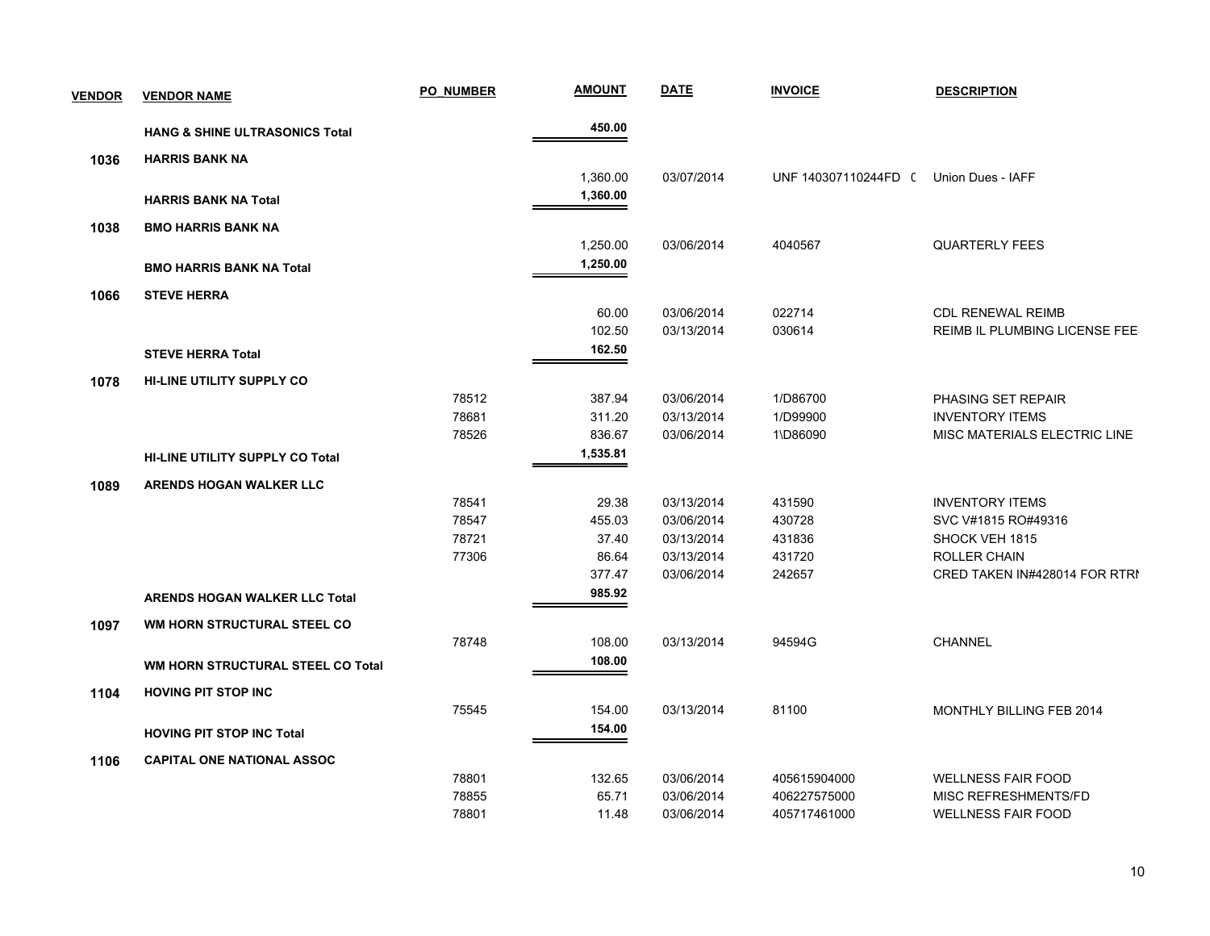| VENDOR | VENDOR NAME | PO_NUMBER | AMOUNT | DATE | INVOICE | DESCRIPTION |
|---|---|---|---|---|---|---|
| | **HANG & SHINE ULTRASONICS Total** | | **450.00** | | | |
| **1036** | **HARRIS BANK NA** | | | | | |
| | | | 1,360.00 | 03/07/2014 | UNF 140307110244FD ( | Union Dues - IAFF |
| | **HARRIS BANK NA Total** | | **1,360.00** | | | |
| **1038** | **BMO HARRIS BANK NA** | | | | | |
| | | | 1,250.00 | 03/06/2014 | 4040567 | QUARTERLY FEES |
| | **BMO HARRIS BANK NA Total** | | **1,250.00** | | | |
| **1066** | **STEVE HERRA** | | | | | |
| | | | 60.00 | 03/06/2014 | 022714 | CDL RENEWAL REIMB |
| | | | 102.50 | 03/13/2014 | 030614 | REIMB IL PLUMBING LICENSE FEE |
| | **STEVE HERRA Total** | | **162.50** | | | |
| **1078** | **HI-LINE UTILITY SUPPLY CO** | | | | | |
| | | 78512 | 387.94 | 03/06/2014 | 1/D86700 | PHASING SET REPAIR |
| | | 78681 | 311.20 | 03/13/2014 | 1/D99900 | INVENTORY ITEMS |
| | | 78526 | 836.67 | 03/06/2014 | 1\D86090 | MISC MATERIALS ELECTRIC LINE |
| | **HI-LINE UTILITY SUPPLY CO Total** | | **1,535.81** | | | |
| **1089** | **ARENDS HOGAN WALKER LLC** | | | | | |
| | | 78541 | 29.38 | 03/13/2014 | 431590 | INVENTORY ITEMS |
| | | 78547 | 455.03 | 03/06/2014 | 430728 | SVC V#1815 RO#49316 |
| | | 78721 | 37.40 | 03/13/2014 | 431836 | SHOCK VEH 1815 |
| | | 77306 | 86.64 | 03/13/2014 | 431720 | ROLLER CHAIN |
| | | | 377.47 | 03/06/2014 | 242657 | CRED TAKEN IN#428014 FOR RTRI |
| | **ARENDS HOGAN WALKER LLC Total** | | **985.92** | | | |
| **1097** | **WM HORN STRUCTURAL STEEL CO** | | | | | |
| | | 78748 | 108.00 | 03/13/2014 | 94594G | CHANNEL |
| | **WM HORN STRUCTURAL STEEL CO Total** | | **108.00** | | | |
| **1104** | **HOVING PIT STOP INC** | | | | | |
| | | 75545 | 154.00 | 03/13/2014 | 81100 | MONTHLY BILLING FEB 2014 |
| | **HOVING PIT STOP INC Total** | | **154.00** | | | |
| **1106** | **CAPITAL ONE NATIONAL ASSOC** | | | | | |
| | | 78801 | 132.65 | 03/06/2014 | 405615904000 | WELLNESS FAIR FOOD |
| | | 78855 | 65.71 | 03/06/2014 | 406227575000 | MISC REFRESHMENTS/FD |
| | | 78801 | 11.48 | 03/06/2014 | 405717461000 | WELLNESS FAIR FOOD |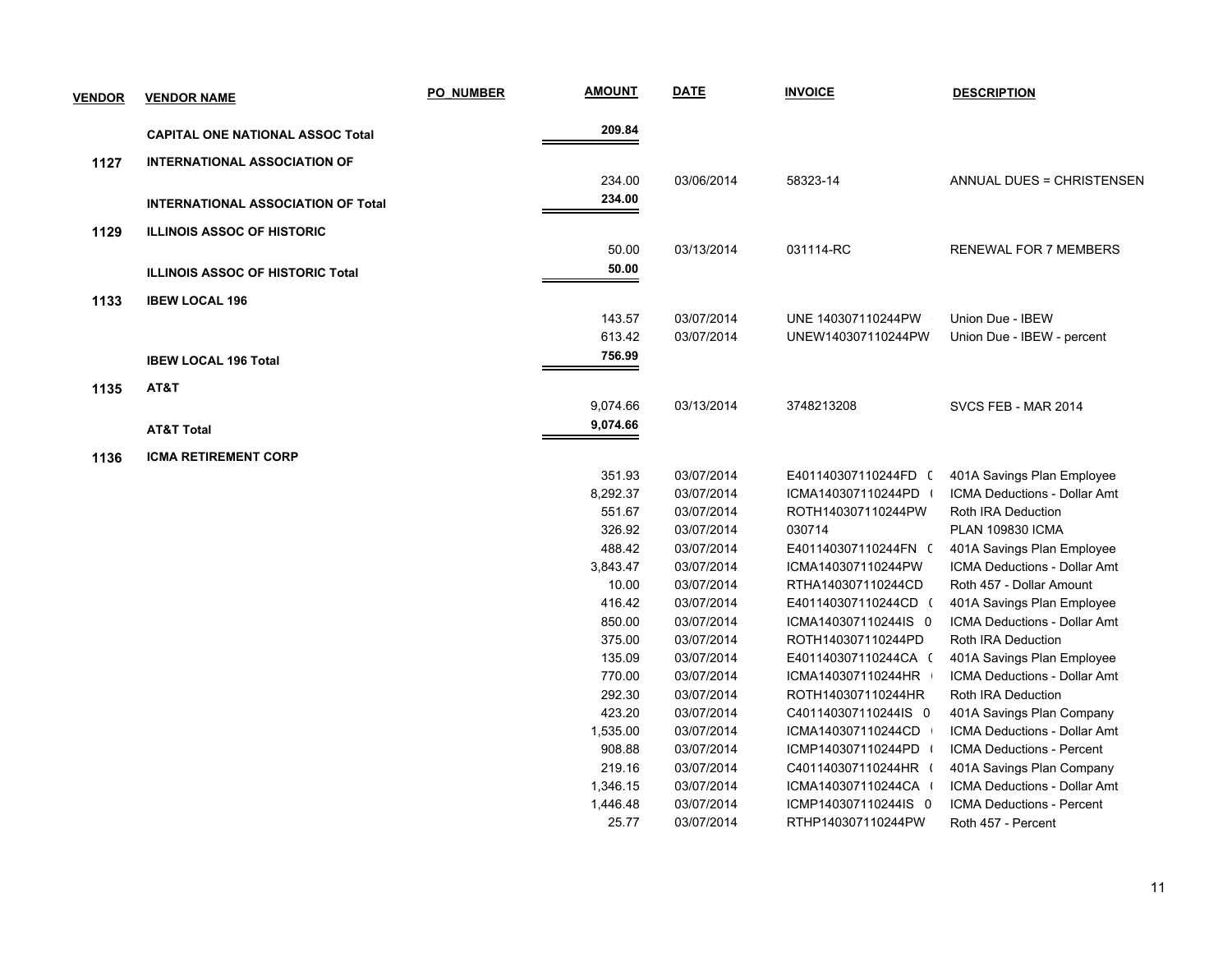| VENDOR | VENDOR NAME | PO_NUMBER | AMOUNT | DATE | INVOICE | DESCRIPTION |
|---|---|---|---|---|---|---|
| | **CAPITAL ONE NATIONAL ASSOC Total** | | **209.84** | | | |
| **1127** | **INTERNATIONAL ASSOCIATION OF** | | | | | |
| | | | 234.00 | 03/06/2014 | 58323-14 | ANNUAL DUES = CHRISTENSEN |
| | **INTERNATIONAL ASSOCIATION OF Total** | | **234.00** | | | |
| **1129** | **ILLINOIS ASSOC OF HISTORIC** | | | | | |
| | | | 50.00 | 03/13/2014 | 031114-RC | RENEWAL FOR 7 MEMBERS |
| | **ILLINOIS ASSOC OF HISTORIC Total** | | **50.00** | | | |
| **1133** | **IBEW LOCAL 196** | | | | | |
| | | | 143.57 | 03/07/2014 | UNE 140307110244PW | Union Due - IBEW |
| | | | 613.42 | 03/07/2014 | UNEW140307110244PW | Union Due - IBEW - percent |
| | **IBEW LOCAL 196 Total** | | **756.99** | | | |
| **1135** | **AT&T** | | | | | |
| | | | 9,074.66 | 03/13/2014 | 3748213208 | SVCS FEB - MAR 2014 |
| | **AT&T Total** | | **9,074.66** | | | |
| **1136** | **ICMA RETIREMENT CORP** | | | | | |
| | | | 351.93 | 03/07/2014 | E401140307110244FD ( | 401A Savings Plan Employee |
| | | | 8,292.37 | 03/07/2014 | ICMA140307110244PD ( | ICMA Deductions - Dollar Amt |
| | | | 551.67 | 03/07/2014 | ROTH140307110244PW | Roth IRA Deduction |
| | | | 326.92 | 03/07/2014 | 030714 | PLAN 109830 ICMA |
| | | | 488.42 | 03/07/2014 | E401140307110244FN ( | 401A Savings Plan Employee |
| | | | 3,843.47 | 03/07/2014 | ICMA140307110244PW | ICMA Deductions - Dollar Amt |
| | | | 10.00 | 03/07/2014 | RTHA140307110244CD | Roth 457 - Dollar Amount |
| | | | 416.42 | 03/07/2014 | E401140307110244CD ( | 401A Savings Plan Employee |
| | | | 850.00 | 03/07/2014 | ICMA140307110244IS 0 | ICMA Deductions - Dollar Amt |
| | | | 375.00 | 03/07/2014 | ROTH140307110244PD | Roth IRA Deduction |
| | | | 135.09 | 03/07/2014 | E401140307110244CA ( | 401A Savings Plan Employee |
| | | | 770.00 | 03/07/2014 | ICMA140307110244HR ( | ICMA Deductions - Dollar Amt |
| | | | 292.30 | 03/07/2014 | ROTH140307110244HR | Roth IRA Deduction |
| | | | 423.20 | 03/07/2014 | C401140307110244IS 0 | 401A Savings Plan Company |
| | | | 1,535.00 | 03/07/2014 | ICMA140307110244CD ( | ICMA Deductions - Dollar Amt |
| | | | 908.88 | 03/07/2014 | ICMP140307110244PD ( | ICMA Deductions - Percent |
| | | | 219.16 | 03/07/2014 | C401140307110244HR ( | 401A Savings Plan Company |
| | | | 1,346.15 | 03/07/2014 | ICMA140307110244CA ( | ICMA Deductions - Dollar Amt |
| | | | 1,446.48 | 03/07/2014 | ICMP140307110244IS 0 | ICMA Deductions - Percent |
| | | | 25.77 | 03/07/2014 | RTHP140307110244PW | Roth 457 - Percent |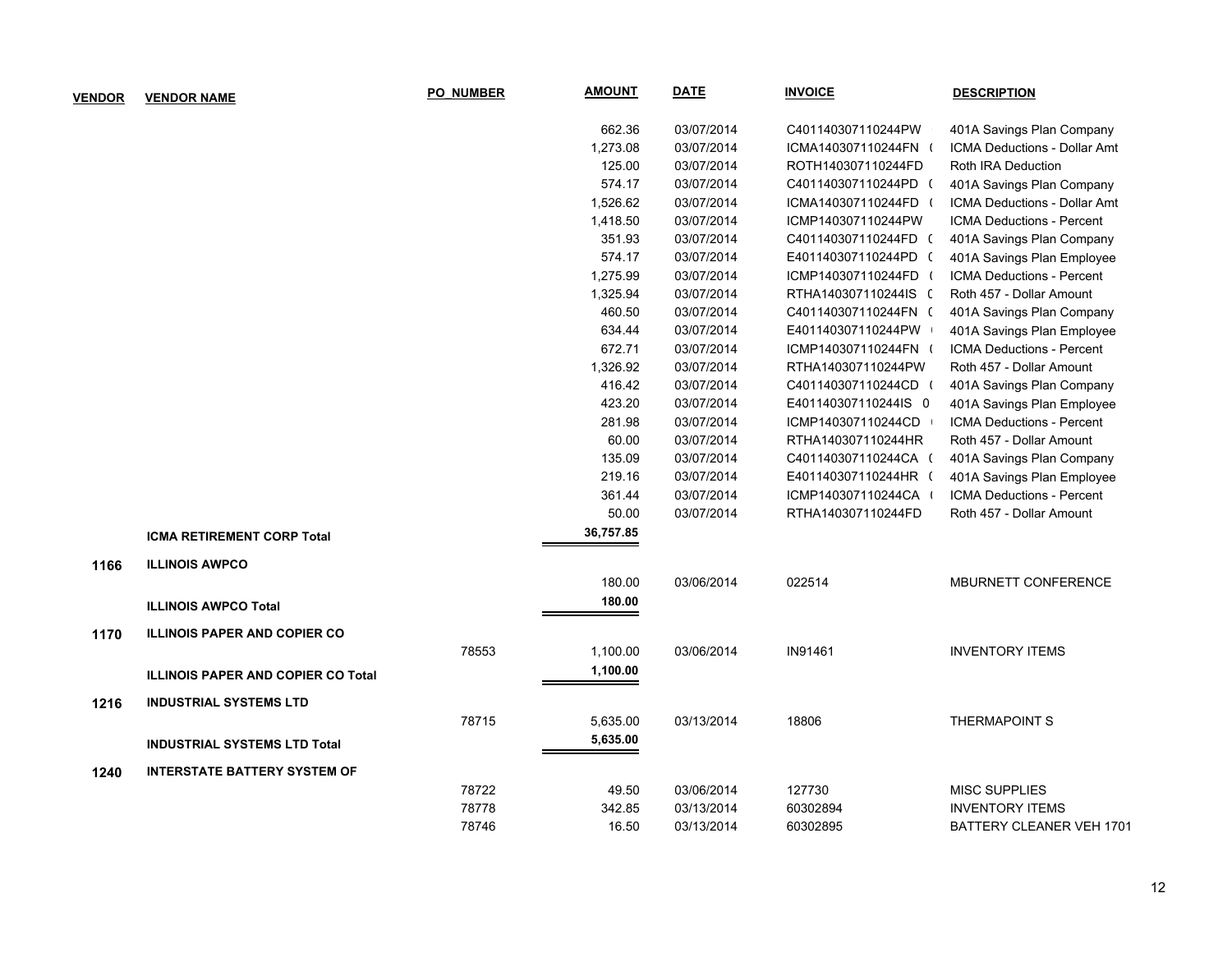| VENDOR | VENDOR NAME | PO_NUMBER | AMOUNT | DATE | INVOICE | DESCRIPTION |
|---|---|---|---|---|---|---|
| | | | 662.36 | 03/07/2014 | C401140307110244PW | 401A Savings Plan Company |
| | | | 1,273.08 | 03/07/2014 | ICMA140307110244FN ( | ICMA Deductions - Dollar Amt |
| | | | 125.00 | 03/07/2014 | ROTH140307110244FD | Roth IRA Deduction |
| | | | 574.17 | 03/07/2014 | C401140307110244PD ( | 401A Savings Plan Company |
| | | | 1,526.62 | 03/07/2014 | ICMA140307110244FD ( | ICMA Deductions - Dollar Amt |
| | | | 1,418.50 | 03/07/2014 | ICMP140307110244PW | ICMA Deductions - Percent |
| | | | 351.93 | 03/07/2014 | C401140307110244FD ( | 401A Savings Plan Company |
| | | | 574.17 | 03/07/2014 | E401140307110244PD ( | 401A Savings Plan Employee |
| | | | 1,275.99 | 03/07/2014 | ICMP140307110244FD ( | ICMA Deductions - Percent |
| | | | 1,325.94 | 03/07/2014 | RTHA140307110244IS ( | Roth 457 - Dollar Amount |
| | | | 460.50 | 03/07/2014 | C401140307110244FN ( | 401A Savings Plan Company |
| | | | 634.44 | 03/07/2014 | E401140307110244PW | 401A Savings Plan Employee |
| | | | 672.71 | 03/07/2014 | ICMP140307110244FN ( | ICMA Deductions - Percent |
| | | | 1,326.92 | 03/07/2014 | RTHA140307110244PW | Roth 457 - Dollar Amount |
| | | | 416.42 | 03/07/2014 | C401140307110244CD ( | 401A Savings Plan Company |
| | | | 423.20 | 03/07/2014 | E401140307110244IS 0 | 401A Savings Plan Employee |
| | | | 281.98 | 03/07/2014 | ICMP140307110244CD | ICMA Deductions - Percent |
| | | | 60.00 | 03/07/2014 | RTHA140307110244HR | Roth 457 - Dollar Amount |
| | | | 135.09 | 03/07/2014 | C401140307110244CA ( | 401A Savings Plan Company |
| | | | 219.16 | 03/07/2014 | E401140307110244HR ( | 401A Savings Plan Employee |
| | | | 361.44 | 03/07/2014 | ICMP140307110244CA ( | ICMA Deductions - Percent |
| | | | 50.00 | 03/07/2014 | RTHA140307110244FD | Roth 457 - Dollar Amount |
| | **ICMA RETIREMENT CORP Total** | | **36,757.85** | | | |
| **1166** | **ILLINOIS AWPCO** | | | | | |
| | | | 180.00 | 03/06/2014 | 022514 | MBURNETT CONFERENCE |
| | **ILLINOIS AWPCO Total** | | **180.00** | | | |
| **1170** | **ILLINOIS PAPER AND COPIER CO** | | | | | |
| | | 78553 | 1,100.00 | 03/06/2014 | IN91461 | INVENTORY ITEMS |
| | **ILLINOIS PAPER AND COPIER CO Total** | | **1,100.00** | | | |
| **1216** | **INDUSTRIAL SYSTEMS LTD** | | | | | |
| | | 78715 | 5,635.00 | 03/13/2014 | 18806 | THERMAPOINT S |
| | **INDUSTRIAL SYSTEMS LTD Total** | | **5,635.00** | | | |
| **1240** | **INTERSTATE BATTERY SYSTEM OF** | | | | | |
| | | 78722 | 49.50 | 03/06/2014 | 127730 | MISC SUPPLIES |
| | | 78778 | 342.85 | 03/13/2014 | 60302894 | INVENTORY ITEMS |
| | | 78746 | 16.50 | 03/13/2014 | 60302895 | BATTERY CLEANER VEH 1701 |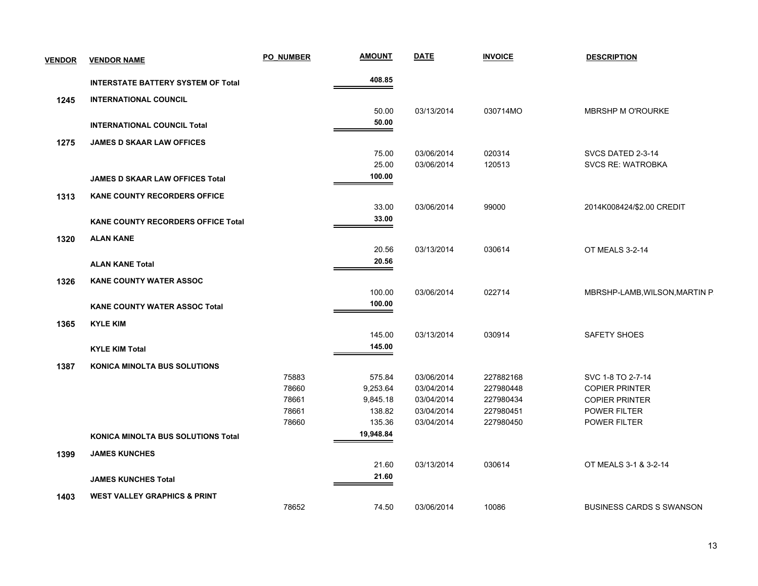| VENDOR | VENDOR NAME | PO_NUMBER | AMOUNT | DATE | INVOICE | DESCRIPTION |
|---|---|---|---|---|---|---|
| | **INTERSTATE BATTERY SYSTEM OF Total** | | **408.85** | | | |
| **1245** | **INTERNATIONAL COUNCIL** | | | | | |
| | | | 50.00 | 03/13/2014 | 030714MO | MBRSHP M O'ROURKE |
| | **INTERNATIONAL COUNCIL Total** | | **50.00** | | | |
| **1275** | **JAMES D SKAAR LAW OFFICES** | | | | | |
| | | | 75.00 | 03/06/2014 | 020314 | SVCS DATED 2-3-14 |
| | | | 25.00 | 03/06/2014 | 120513 | SVCS RE: WATROBKA |
| | **JAMES D SKAAR LAW OFFICES Total** | | **100.00** | | | |
| **1313** | **KANE COUNTY RECORDERS OFFICE** | | | | | |
| | | | 33.00 | 03/06/2014 | 99000 | 2014K008424/$2.00 CREDIT |
| | **KANE COUNTY RECORDERS OFFICE Total** | | **33.00** | | | |
| **1320** | **ALAN KANE** | | | | | |
| | | | 20.56 | 03/13/2014 | 030614 | OT MEALS 3-2-14 |
| | **ALAN KANE Total** | | **20.56** | | | |
| **1326** | **KANE COUNTY WATER ASSOC** | | | | | |
| | | | 100.00 | 03/06/2014 | 022714 | MBRSHP-LAMB,WILSON,MARTIN P |
| | **KANE COUNTY WATER ASSOC Total** | | **100.00** | | | |
| **1365** | **KYLE KIM** | | | | | |
| | | | 145.00 | 03/13/2014 | 030914 | SAFETY SHOES |
| | **KYLE KIM Total** | | **145.00** | | | |
| **1387** | **KONICA MINOLTA BUS SOLUTIONS** | | | | | |
| | | 75883 | 575.84 | 03/06/2014 | 227882168 | SVC 1-8 TO 2-7-14 |
| | | 78660 | 9,253.64 | 03/04/2014 | 227980448 | COPIER PRINTER |
| | | 78661 | 9,845.18 | 03/04/2014 | 227980434 | COPIER PRINTER |
| | | 78661 | 138.82 | 03/04/2014 | 227980451 | POWER FILTER |
| | | 78660 | 135.36 | 03/04/2014 | 227980450 | POWER FILTER |
| | **KONICA MINOLTA BUS SOLUTIONS Total** | | **19,948.84** | | | |
| **1399** | **JAMES KUNCHES** | | | | | |
| | | | 21.60 | 03/13/2014 | 030614 | OT MEALS 3-1 & 3-2-14 |
| | **JAMES KUNCHES Total** | | **21.60** | | | |
| **1403** | **WEST VALLEY GRAPHICS & PRINT** | | | | | |
| | | 78652 | 74.50 | 03/06/2014 | 10086 | BUSINESS CARDS S SWANSON |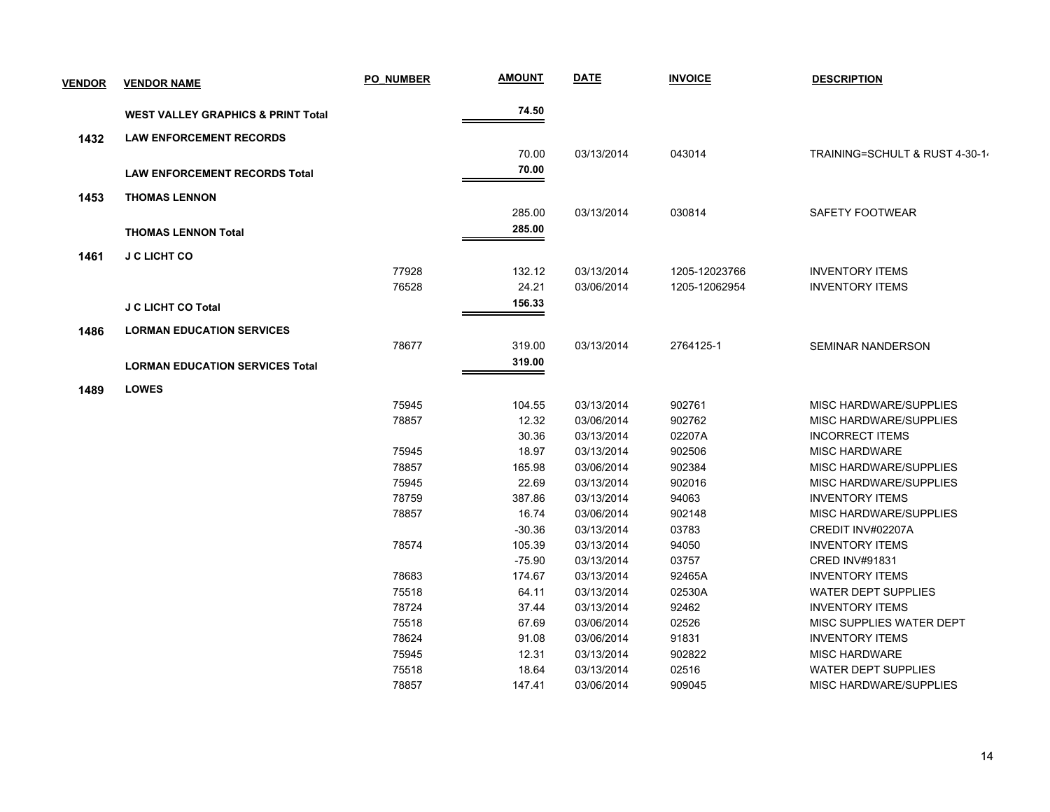| VENDOR | VENDOR NAME | PO_NUMBER | AMOUNT | DATE | INVOICE | DESCRIPTION |
|---|---|---|---|---|---|---|
| | **WEST VALLEY GRAPHICS & PRINT Total** | | **74.50** | | | |
| **1432** | **LAW ENFORCEMENT RECORDS** | | | | | |
| | | | 70.00 | 03/13/2014 | 043014 | TRAINING=SCHULT & RUST 4-30-14 |
| | **LAW ENFORCEMENT RECORDS Total** | | **70.00** | | | |
| **1453** | **THOMAS LENNON** | | | | | |
| | | | 285.00 | 03/13/2014 | 030814 | SAFETY FOOTWEAR |
| | **THOMAS LENNON Total** | | **285.00** | | | |
| **1461** | **J C LICHT CO** | | | | | |
| | | 77928 | 132.12 | 03/13/2014 | 1205-12023766 | INVENTORY ITEMS |
| | | 76528 | 24.21 | 03/06/2014 | 1205-12062954 | INVENTORY ITEMS |
| | **J C LICHT CO Total** | | **156.33** | | | |
| **1486** | **LORMAN EDUCATION SERVICES** | | | | | |
| | | 78677 | 319.00 | 03/13/2014 | 2764125-1 | SEMINAR NANDERSON |
| | **LORMAN EDUCATION SERVICES Total** | | **319.00** | | | |
| **1489** | **LOWES** | | | | | |
| | | 75945 | 104.55 | 03/13/2014 | 902761 | MISC HARDWARE/SUPPLIES |
| | | 78857 | 12.32 | 03/06/2014 | 902762 | MISC HARDWARE/SUPPLIES |
| | | | 30.36 | 03/13/2014 | 02207A | INCORRECT ITEMS |
| | | 75945 | 18.97 | 03/13/2014 | 902506 | MISC HARDWARE |
| | | 78857 | 165.98 | 03/06/2014 | 902384 | MISC HARDWARE/SUPPLIES |
| | | 75945 | 22.69 | 03/13/2014 | 902016 | MISC HARDWARE/SUPPLIES |
| | | 78759 | 387.86 | 03/13/2014 | 94063 | INVENTORY ITEMS |
| | | 78857 | 16.74 | 03/06/2014 | 902148 | MISC HARDWARE/SUPPLIES |
| | | | -30.36 | 03/13/2014 | 03783 | CREDIT INV#02207A |
| | | 78574 | 105.39 | 03/13/2014 | 94050 | INVENTORY ITEMS |
| | | | -75.90 | 03/13/2014 | 03757 | CRED INV#91831 |
| | | 78683 | 174.67 | 03/13/2014 | 92465A | INVENTORY ITEMS |
| | | 75518 | 64.11 | 03/13/2014 | 02530A | WATER DEPT SUPPLIES |
| | | 78724 | 37.44 | 03/13/2014 | 92462 | INVENTORY ITEMS |
| | | 75518 | 67.69 | 03/06/2014 | 02526 | MISC SUPPLIES WATER DEPT |
| | | 78624 | 91.08 | 03/06/2014 | 91831 | INVENTORY ITEMS |
| | | 75945 | 12.31 | 03/13/2014 | 902822 | MISC HARDWARE |
| | | 75518 | 18.64 | 03/13/2014 | 02516 | WATER DEPT SUPPLIES |
| | | 78857 | 147.41 | 03/06/2014 | 909045 | MISC HARDWARE/SUPPLIES |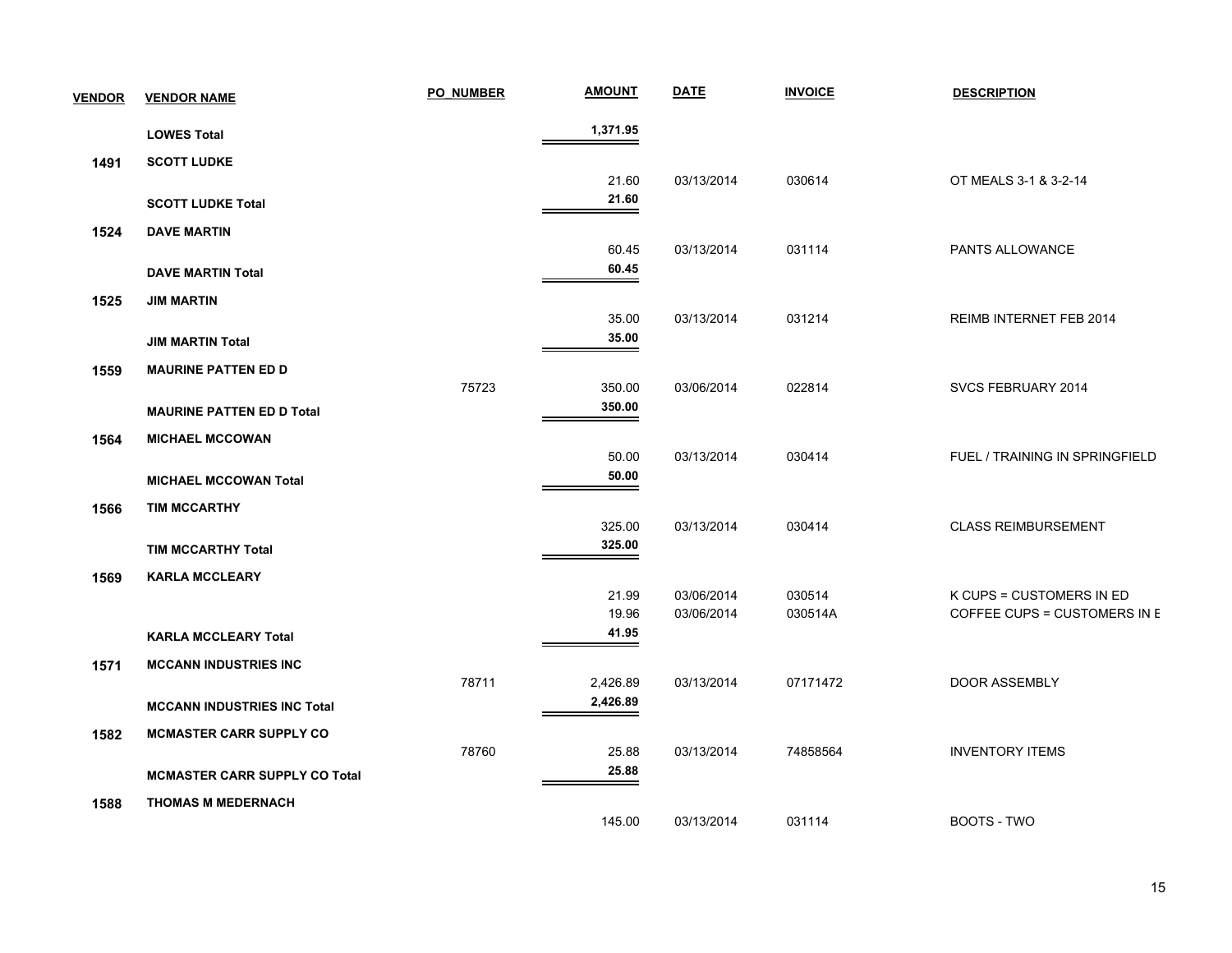| VENDOR | VENDOR NAME | PO_NUMBER | AMOUNT | DATE | INVOICE | DESCRIPTION |
|---|---|---|---|---|---|---|
| | **LOWES Total** | | **1,371.95** | | | |
| 1491 | **SCOTT LUDKE** | | | | | |
| | | | 21.60 | 03/13/2014 | 030614 | OT MEALS 3-1 & 3-2-14 |
| | **SCOTT LUDKE Total** | | **21.60** | | | |
| 1524 | **DAVE MARTIN** | | | | | |
| | | | 60.45 | 03/13/2014 | 031114 | PANTS ALLOWANCE |
| | **DAVE MARTIN Total** | | **60.45** | | | |
| 1525 | **JIM MARTIN** | | | | | |
| | | | 35.00 | 03/13/2014 | 031214 | REIMB INTERNET FEB 2014 |
| | **JIM MARTIN Total** | | **35.00** | | | |
| 1559 | **MAURINE PATTEN ED D** | | | | | |
| | | 75723 | 350.00 | 03/06/2014 | 022814 | SVCS FEBRUARY 2014 |
| | **MAURINE PATTEN ED D Total** | | **350.00** | | | |
| 1564 | **MICHAEL MCCOWAN** | | | | | |
| | | | 50.00 | 03/13/2014 | 030414 | FUEL / TRAINING IN SPRINGFIELD |
| | **MICHAEL MCCOWAN Total** | | **50.00** | | | |
| 1566 | **TIM MCCARTHY** | | | | | |
| | | | 325.00 | 03/13/2014 | 030414 | CLASS REIMBURSEMENT |
| | **TIM MCCARTHY Total** | | **325.00** | | | |
| 1569 | **KARLA MCCLEARY** | | | | | |
| | | | 21.99 | 03/06/2014 | 030514 | K CUPS = CUSTOMERS IN ED |
| | | | 19.96 | 03/06/2014 | 030514A | COFFEE CUPS = CUSTOMERS IN E |
| | **KARLA MCCLEARY Total** | | **41.95** | | | |
| 1571 | **MCCANN INDUSTRIES INC** | | | | | |
| | | 78711 | 2,426.89 | 03/13/2014 | 07171472 | DOOR ASSEMBLY |
| | **MCCANN INDUSTRIES INC Total** | | **2,426.89** | | | |
| 1582 | **MCMASTER CARR SUPPLY CO** | | | | | |
| | | 78760 | 25.88 | 03/13/2014 | 74858564 | INVENTORY ITEMS |
| | **MCMASTER CARR SUPPLY CO Total** | | **25.88** | | | |
| 1588 | **THOMAS M MEDERNACH** | | | | | |
| | | | 145.00 | 03/13/2014 | 031114 | BOOTS - TWO |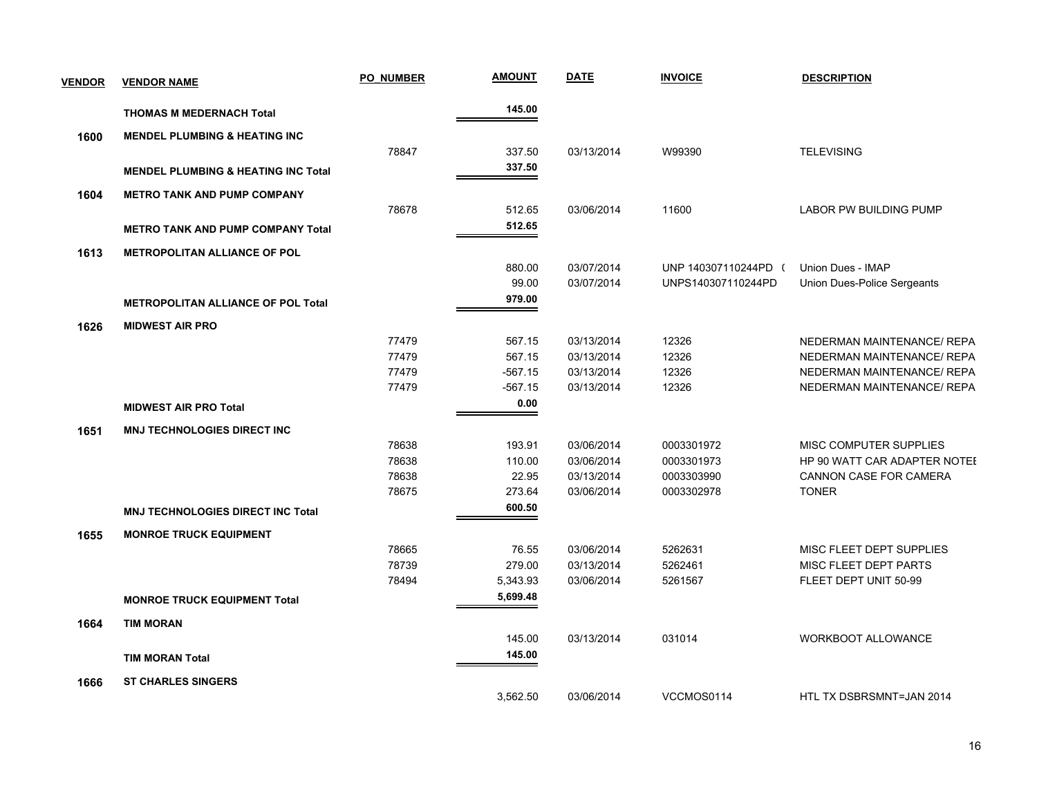| VENDOR | VENDOR NAME | PO_NUMBER | AMOUNT | DATE | INVOICE | DESCRIPTION |
|---|---|---|---|---|---|---|
| | **THOMAS M MEDERNACH Total** | | **145.00** | | | |
| **1600** | **MENDEL PLUMBING & HEATING INC** | | | | | |
| | | 78847 | 337.50 | 03/13/2014 | W99390 | TELEVISING |
| | **MENDEL PLUMBING & HEATING INC Total** | | **337.50** | | | |
| **1604** | **METRO TANK AND PUMP COMPANY** | | | | | |
| | | 78678 | 512.65 | 03/06/2014 | 11600 | LABOR PW BUILDING PUMP |
| | **METRO TANK AND PUMP COMPANY Total** | | **512.65** | | | |
| **1613** | **METROPOLITAN ALLIANCE OF POL** | | | | | |
| | | | 880.00 | 03/07/2014 | UNP 140307110244PD ( | Union Dues - IMAP |
| | | | 99.00 | 03/07/2014 | UNPS140307110244PD | Union Dues-Police Sergeants |
| | **METROPOLITAN ALLIANCE OF POL Total** | | **979.00** | | | |
| **1626** | **MIDWEST AIR PRO** | | | | | |
| | | 77479 | 567.15 | 03/13/2014 | 12326 | NEDERMAN MAINTENANCE/ REPA |
| | | 77479 | 567.15 | 03/13/2014 | 12326 | NEDERMAN MAINTENANCE/ REPA |
| | | 77479 | -567.15 | 03/13/2014 | 12326 | NEDERMAN MAINTENANCE/ REPA |
| | | 77479 | -567.15 | 03/13/2014 | 12326 | NEDERMAN MAINTENANCE/ REPA |
| | **MIDWEST AIR PRO Total** | | **0.00** | | | |
| **1651** | **MNJ TECHNOLOGIES DIRECT INC** | | | | | |
| | | 78638 | 193.91 | 03/06/2014 | 0003301972 | MISC COMPUTER SUPPLIES |
| | | 78638 | 110.00 | 03/06/2014 | 0003301973 | HP 90 WATT CAR ADAPTER NOTEI |
| | | 78638 | 22.95 | 03/13/2014 | 0003303990 | CANNON CASE FOR CAMERA |
| | | 78675 | 273.64 | 03/06/2014 | 0003302978 | TONER |
| | **MNJ TECHNOLOGIES DIRECT INC Total** | | **600.50** | | | |
| **1655** | **MONROE TRUCK EQUIPMENT** | | | | | |
| | | 78665 | 76.55 | 03/06/2014 | 5262631 | MISC FLEET DEPT SUPPLIES |
| | | 78739 | 279.00 | 03/13/2014 | 5262461 | MISC FLEET DEPT PARTS |
| | | 78494 | 5,343.93 | 03/06/2014 | 5261567 | FLEET DEPT UNIT 50-99 |
| | **MONROE TRUCK EQUIPMENT Total** | | **5,699.48** | | | |
| **1664** | **TIM MORAN** | | | | | |
| | | | 145.00 | 03/13/2014 | 031014 | WORKBOOT ALLOWANCE |
| | **TIM MORAN Total** | | **145.00** | | | |
| **1666** | **ST CHARLES SINGERS** | | | | | |
| | | | 3,562.50 | 03/06/2014 | VCCMOS0114 | HTL TX DSBRSMNT=JAN 2014 |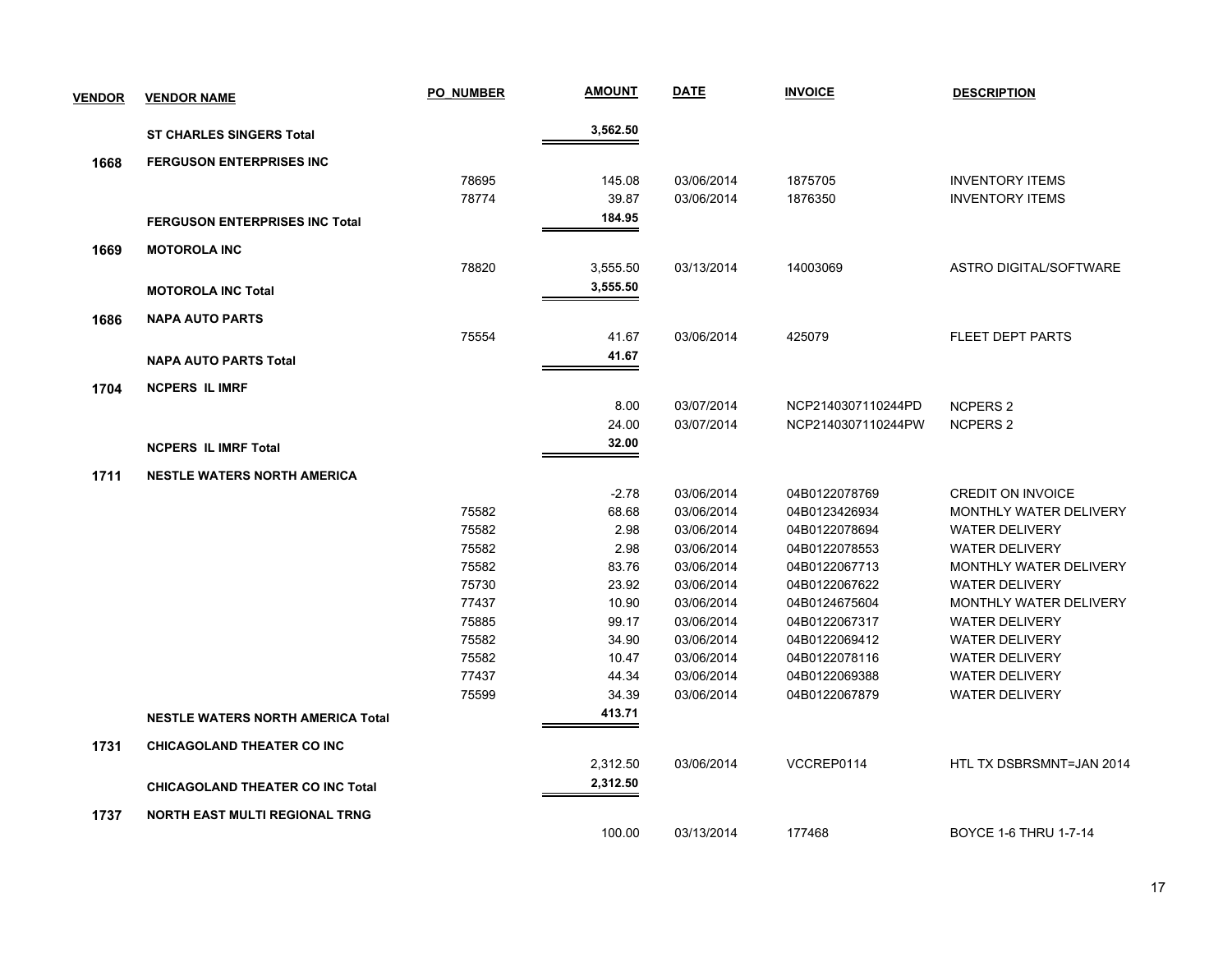| VENDOR | VENDOR NAME | PO_NUMBER | AMOUNT | DATE | INVOICE | DESCRIPTION |
|---|---|---|---|---|---|---|
| | **ST CHARLES SINGERS Total** | | **3,562.50** | | | |
| **1668** | **FERGUSON ENTERPRISES INC** | | | | | |
| | | 78695 | 145.08 | 03/06/2014 | 1875705 | INVENTORY ITEMS |
| | | 78774 | 39.87 | 03/06/2014 | 1876350 | INVENTORY ITEMS |
| | **FERGUSON ENTERPRISES INC Total** | | **184.95** | | | |
| **1669** | **MOTOROLA INC** | | | | | |
| | | 78820 | 3,555.50 | 03/13/2014 | 14003069 | ASTRO DIGITAL/SOFTWARE |
| | **MOTOROLA INC Total** | | **3,555.50** | | | |
| **1686** | **NAPA AUTO PARTS** | | | | | |
| | | 75554 | 41.67 | 03/06/2014 | 425079 | FLEET DEPT PARTS |
| | **NAPA AUTO PARTS Total** | | **41.67** | | | |
| **1704** | **NCPERS IL IMRF** | | | | | |
| | | | 8.00 | 03/07/2014 | NCP2140307110244PD | NCPERS 2 |
| | | | 24.00 | 03/07/2014 | NCP2140307110244PW | NCPERS 2 |
| | **NCPERS IL IMRF Total** | | **32.00** | | | |
| **1711** | **NESTLE WATERS NORTH AMERICA** | | | | | |
| | | | -2.78 | 03/06/2014 | 04B0122078769 | CREDIT ON INVOICE |
| | | 75582 | 68.68 | 03/06/2014 | 04B0123426934 | MONTHLY WATER DELIVERY |
| | | 75582 | 2.98 | 03/06/2014 | 04B0122078694 | WATER DELIVERY |
| | | 75582 | 2.98 | 03/06/2014 | 04B0122078553 | WATER DELIVERY |
| | | 75582 | 83.76 | 03/06/2014 | 04B0122067713 | MONTHLY WATER DELIVERY |
| | | 75730 | 23.92 | 03/06/2014 | 04B0122067622 | WATER DELIVERY |
| | | 77437 | 10.90 | 03/06/2014 | 04B0124675604 | MONTHLY WATER DELIVERY |
| | | 75885 | 99.17 | 03/06/2014 | 04B0122067317 | WATER DELIVERY |
| | | 75582 | 34.90 | 03/06/2014 | 04B0122069412 | WATER DELIVERY |
| | | 75582 | 10.47 | 03/06/2014 | 04B0122078116 | WATER DELIVERY |
| | | 77437 | 44.34 | 03/06/2014 | 04B0122069388 | WATER DELIVERY |
| | | 75599 | 34.39 | 03/06/2014 | 04B0122067879 | WATER DELIVERY |
| | **NESTLE WATERS NORTH AMERICA Total** | | **413.71** | | | |
| **1731** | **CHICAGOLAND THEATER CO INC** | | | | | |
| | | | 2,312.50 | 03/06/2014 | VCCREP0114 | HTL TX DSBRSMNT=JAN 2014 |
| | **CHICAGOLAND THEATER CO INC Total** | | **2,312.50** | | | |
| **1737** | **NORTH EAST MULTI REGIONAL TRNG** | | | | | |
| | | | 100.00 | 03/13/2014 | 177468 | BOYCE 1-6 THRU 1-7-14 |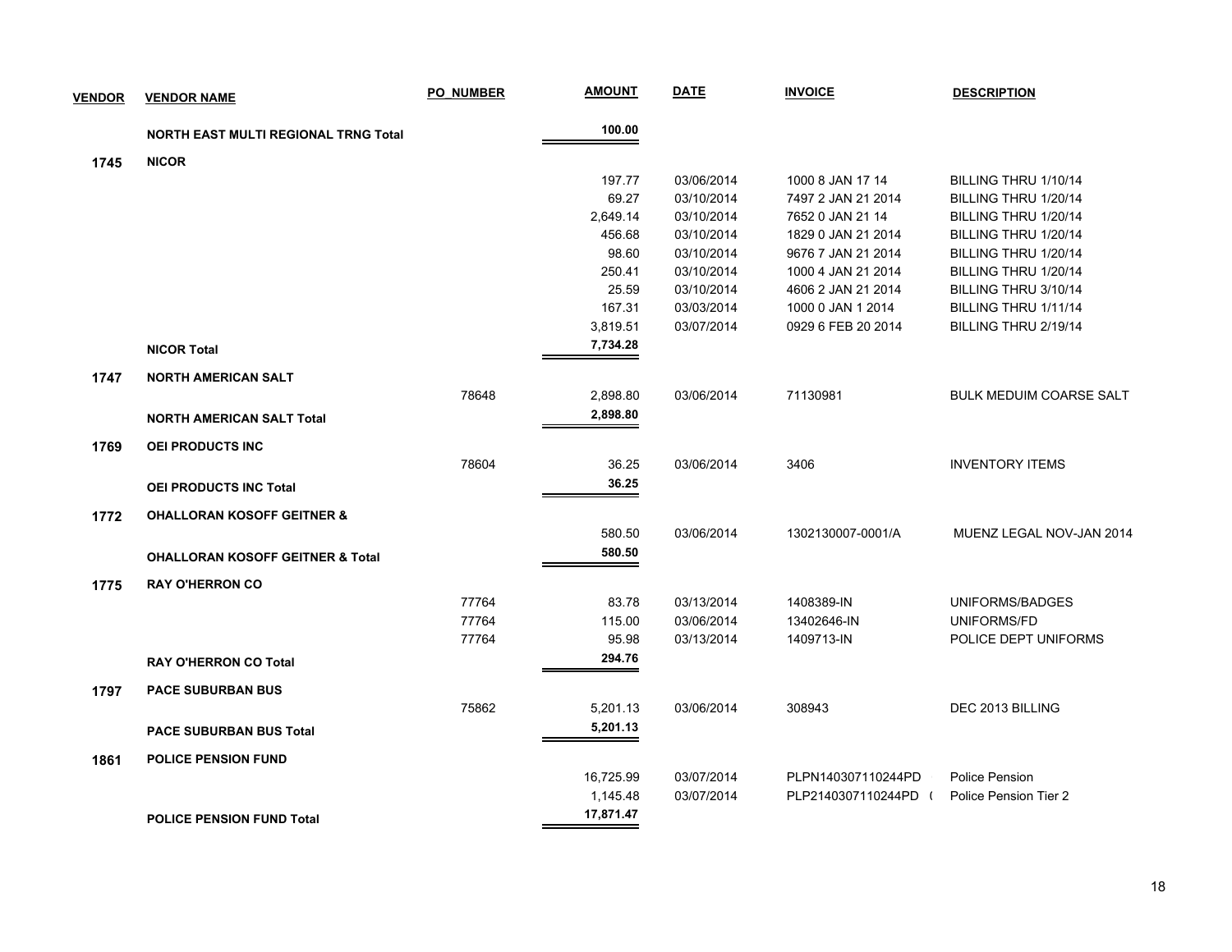| VENDOR | VENDOR NAME | PO_NUMBER | AMOUNT | DATE | INVOICE | DESCRIPTION |
|---|---|---|---|---|---|---|
| | **NORTH EAST MULTI REGIONAL TRNG Total** | | **100.00** | | | |
| **1745** | **NICOR** | | | | | |
| | | | 197.77 | 03/06/2014 | 1000 8 JAN 17 14 | BILLING THRU 1/10/14 |
| | | | 69.27 | 03/10/2014 | 7497 2 JAN 21 2014 | BILLING THRU 1/20/14 |
| | | | 2,649.14 | 03/10/2014 | 7652 0 JAN 21 14 | BILLING THRU 1/20/14 |
| | | | 456.68 | 03/10/2014 | 1829 0 JAN 21 2014 | BILLING THRU 1/20/14 |
| | | | 98.60 | 03/10/2014 | 9676 7 JAN 21 2014 | BILLING THRU 1/20/14 |
| | | | 250.41 | 03/10/2014 | 1000 4 JAN 21 2014 | BILLING THRU 1/20/14 |
| | | | 25.59 | 03/10/2014 | 4606 2 JAN 21 2014 | BILLING THRU 3/10/14 |
| | | | 167.31 | 03/03/2014 | 1000 0 JAN 1 2014 | BILLING THRU 1/11/14 |
| | | | 3,819.51 | 03/07/2014 | 0929 6 FEB 20 2014 | BILLING THRU 2/19/14 |
| | **NICOR Total** | | **7,734.28** | | | |
| **1747** | **NORTH AMERICAN SALT** | | | | | |
| | | 78648 | 2,898.80 | 03/06/2014 | 71130981 | BULK MEDUIM COARSE SALT |
| | **NORTH AMERICAN SALT Total** | | **2,898.80** | | | |
| **1769** | **OEI PRODUCTS INC** | | | | | |
| | | 78604 | 36.25 | 03/06/2014 | 3406 | INVENTORY ITEMS |
| | **OEI PRODUCTS INC Total** | | **36.25** | | | |
| **1772** | **OHALLORAN KOSOFF GEITNER &** | | | | | |
| | | | 580.50 | 03/06/2014 | 1302130007-0001/A | MUENZ LEGAL NOV-JAN 2014 |
| | **OHALLORAN KOSOFF GEITNER & Total** | | **580.50** | | | |
| **1775** | **RAY O'HERRON CO** | | | | | |
| | | 77764 | 83.78 | 03/13/2014 | 1408389-IN | UNIFORMS/BADGES |
| | | 77764 | 115.00 | 03/06/2014 | 13402646-IN | UNIFORMS/FD |
| | | 77764 | 95.98 | 03/13/2014 | 1409713-IN | POLICE DEPT UNIFORMS |
| | **RAY O'HERRON CO Total** | | **294.76** | | | |
| **1797** | **PACE SUBURBAN BUS** | | | | | |
| | | 75862 | 5,201.13 | 03/06/2014 | 308943 | DEC 2013 BILLING |
| | **PACE SUBURBAN BUS Total** | | **5,201.13** | | | |
| **1861** | **POLICE PENSION FUND** | | | | | |
| | | | 16,725.99 | 03/07/2014 | PLPN140307110244PD | Police Pension |
| | | | 1,145.48 | 03/07/2014 | PLP2140307110244PD ( | Police Pension Tier 2 |
| | **POLICE PENSION FUND Total** | | **17,871.47** | | | |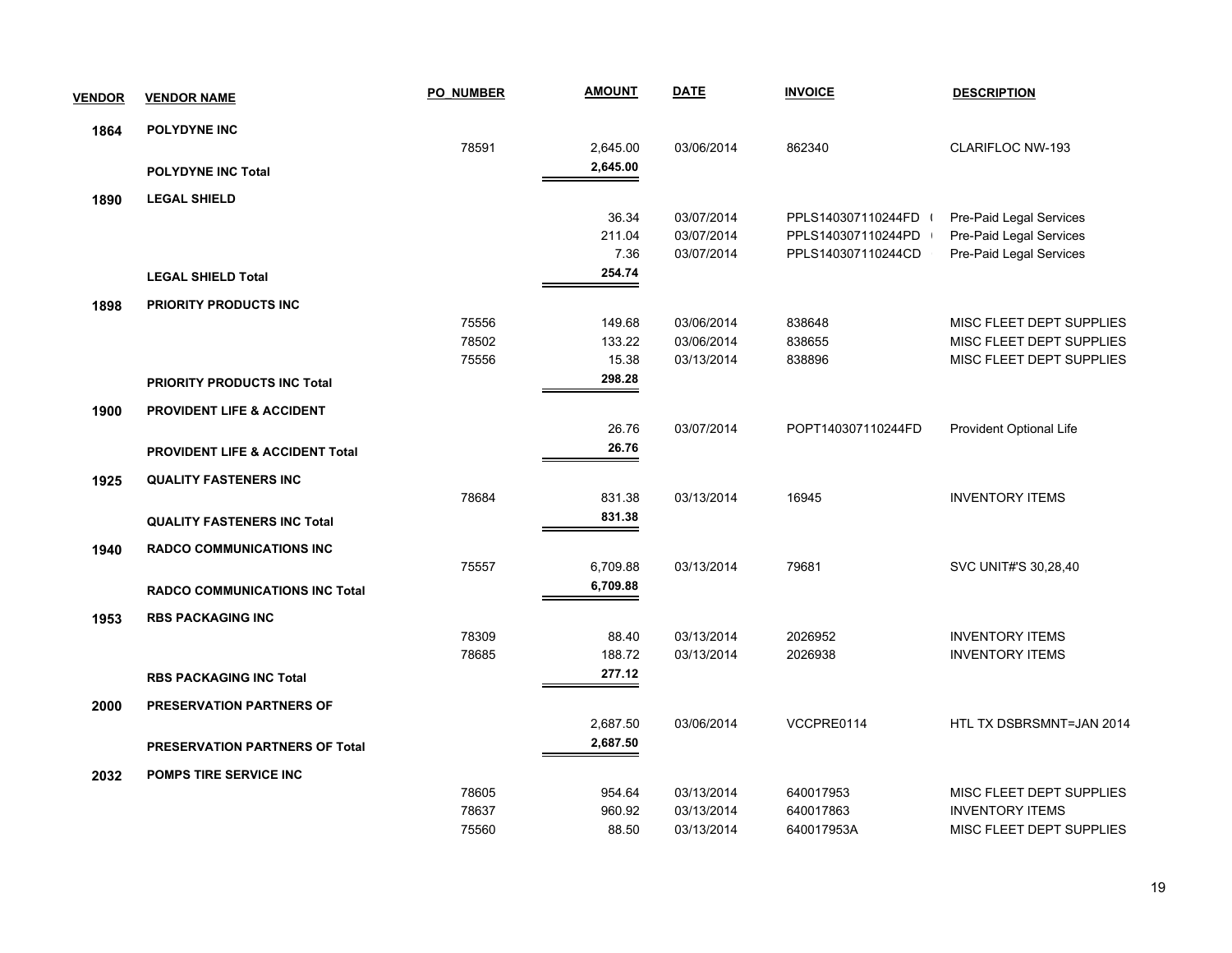| VENDOR | VENDOR NAME | PO_NUMBER | AMOUNT | DATE | INVOICE | DESCRIPTION |
|---|---|---|---|---|---|---|
| 1864 | POLYDYNE INC | | | | | |
| | | 78591 | 2,645.00 | 03/06/2014 | 862340 | CLARIFLOC NW-193 |
| | POLYDYNE INC Total | | 2,645.00 | | | |
| 1890 | LEGAL SHIELD | | | | | |
| | | | 36.34 | 03/07/2014 | PPLS140307110244FD ( | Pre-Paid Legal Services |
| | | | 211.04 | 03/07/2014 | PPLS140307110244PD | Pre-Paid Legal Services |
| | | | 7.36 | 03/07/2014 | PPLS140307110244CD | Pre-Paid Legal Services |
| | LEGAL SHIELD Total | | 254.74 | | | |
| 1898 | PRIORITY PRODUCTS INC | | | | | |
| | | 75556 | 149.68 | 03/06/2014 | 838648 | MISC FLEET DEPT SUPPLIES |
| | | 78502 | 133.22 | 03/06/2014 | 838655 | MISC FLEET DEPT SUPPLIES |
| | | 75556 | 15.38 | 03/13/2014 | 838896 | MISC FLEET DEPT SUPPLIES |
| | PRIORITY PRODUCTS INC Total | | 298.28 | | | |
| 1900 | PROVIDENT LIFE & ACCIDENT | | | | | |
| | | | 26.76 | 03/07/2014 | POPT140307110244FD | Provident Optional Life |
| | PROVIDENT LIFE & ACCIDENT Total | | 26.76 | | | |
| 1925 | QUALITY FASTENERS INC | | | | | |
| | | 78684 | 831.38 | 03/13/2014 | 16945 | INVENTORY ITEMS |
| | QUALITY FASTENERS INC Total | | 831.38 | | | |
| 1940 | RADCO COMMUNICATIONS INC | | | | | |
| | | 75557 | 6,709.88 | 03/13/2014 | 79681 | SVC UNIT#'S 30,28,40 |
| | RADCO COMMUNICATIONS INC Total | | 6,709.88 | | | |
| 1953 | RBS PACKAGING INC | | | | | |
| | | 78309 | 88.40 | 03/13/2014 | 2026952 | INVENTORY ITEMS |
| | | 78685 | 188.72 | 03/13/2014 | 2026938 | INVENTORY ITEMS |
| | RBS PACKAGING INC Total | | 277.12 | | | |
| 2000 | PRESERVATION PARTNERS OF | | | | | |
| | | | 2,687.50 | 03/06/2014 | VCCPRE0114 | HTL TX DSBRSMNT=JAN 2014 |
| | PRESERVATION PARTNERS OF Total | | 2,687.50 | | | |
| 2032 | POMPS TIRE SERVICE INC | | | | | |
| | | 78605 | 954.64 | 03/13/2014 | 640017953 | MISC FLEET DEPT SUPPLIES |
| | | 78637 | 960.92 | 03/13/2014 | 640017863 | INVENTORY ITEMS |
| | | 75560 | 88.50 | 03/13/2014 | 640017953A | MISC FLEET DEPT SUPPLIES |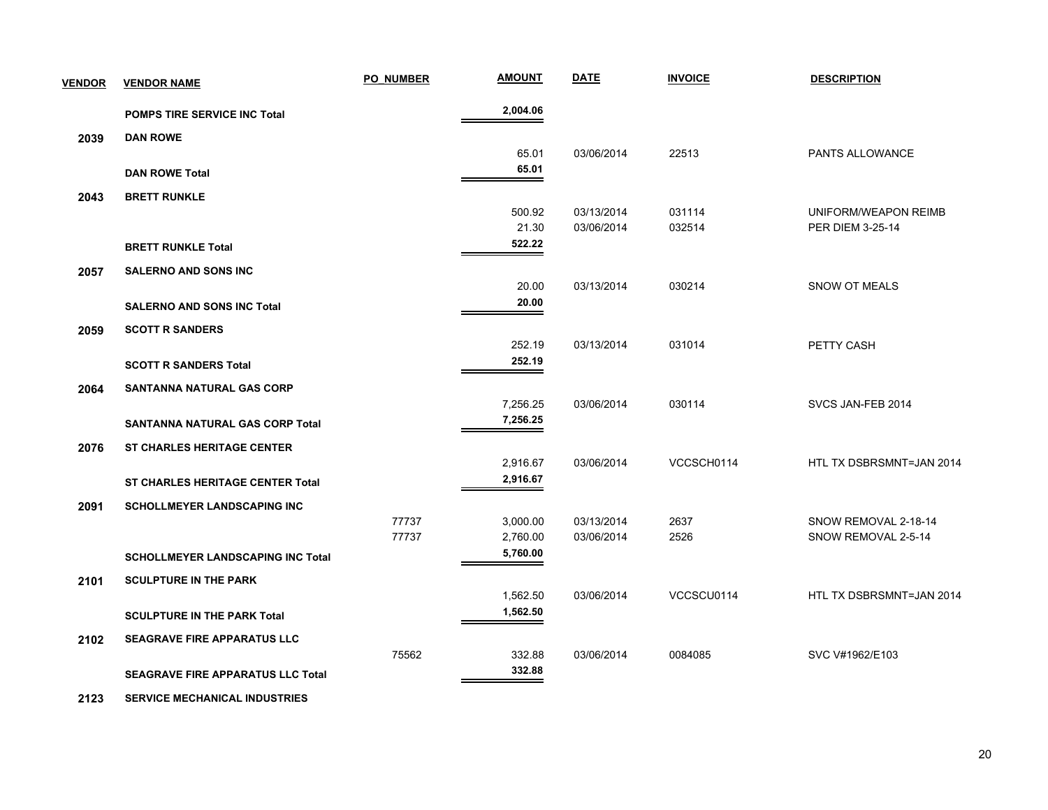| VENDOR | VENDOR NAME | PO_NUMBER | AMOUNT | DATE | INVOICE | DESCRIPTION |
|---|---|---|---|---|---|---|
| | **POMPS TIRE SERVICE INC Total** | | **2,004.06** | | | |
| **2039** | **DAN ROWE** | | | | | |
| | | | 65.01 | 03/06/2014 | 22513 | PANTS ALLOWANCE |
| | **DAN ROWE Total** | | **65.01** | | | |
| **2043** | **BRETT RUNKLE** | | | | | |
| | | | 500.92 | 03/13/2014 | 031114 | UNIFORM/WEAPON REIMB |
| | | | 21.30 | 03/06/2014 | 032514 | PER DIEM 3-25-14 |
| | **BRETT RUNKLE Total** | | **522.22** | | | |
| **2057** | **SALERNO AND SONS INC** | | | | | |
| | | | 20.00 | 03/13/2014 | 030214 | SNOW OT MEALS |
| | **SALERNO AND SONS INC Total** | | **20.00** | | | |
| **2059** | **SCOTT R SANDERS** | | | | | |
| | | | 252.19 | 03/13/2014 | 031014 | PETTY CASH |
| | **SCOTT R SANDERS Total** | | **252.19** | | | |
| **2064** | **SANTANNA NATURAL GAS CORP** | | | | | |
| | | | 7,256.25 | 03/06/2014 | 030114 | SVCS JAN-FEB 2014 |
| | **SANTANNA NATURAL GAS CORP Total** | | **7,256.25** | | | |
| **2076** | **ST CHARLES HERITAGE CENTER** | | | | | |
| | | | 2,916.67 | 03/06/2014 | VCCSCH0114 | HTL TX DSBRSMNT=JAN 2014 |
| | **ST CHARLES HERITAGE CENTER Total** | | **2,916.67** | | | |
| **2091** | **SCHOLLMEYER LANDSCAPING INC** | | | | | |
| | | 77737 | 3,000.00 | 03/13/2014 | 2637 | SNOW REMOVAL 2-18-14 |
| | | 77737 | 2,760.00 | 03/06/2014 | 2526 | SNOW REMOVAL 2-5-14 |
| | **SCHOLLMEYER LANDSCAPING INC Total** | | **5,760.00** | | | |
| **2101** | **SCULPTURE IN THE PARK** | | | | | |
| | | | 1,562.50 | 03/06/2014 | VCCSCU0114 | HTL TX DSBRSMNT=JAN 2014 |
| | **SCULPTURE IN THE PARK Total** | | **1,562.50** | | | |
| **2102** | **SEAGRAVE FIRE APPARATUS LLC** | | | | | |
| | | 75562 | 332.88 | 03/06/2014 | 0084085 | SVC V#1962/E103 |
| | **SEAGRAVE FIRE APPARATUS LLC Total** | | **332.88** | | | |
| **2123** | **SERVICE MECHANICAL INDUSTRIES** | | | | | |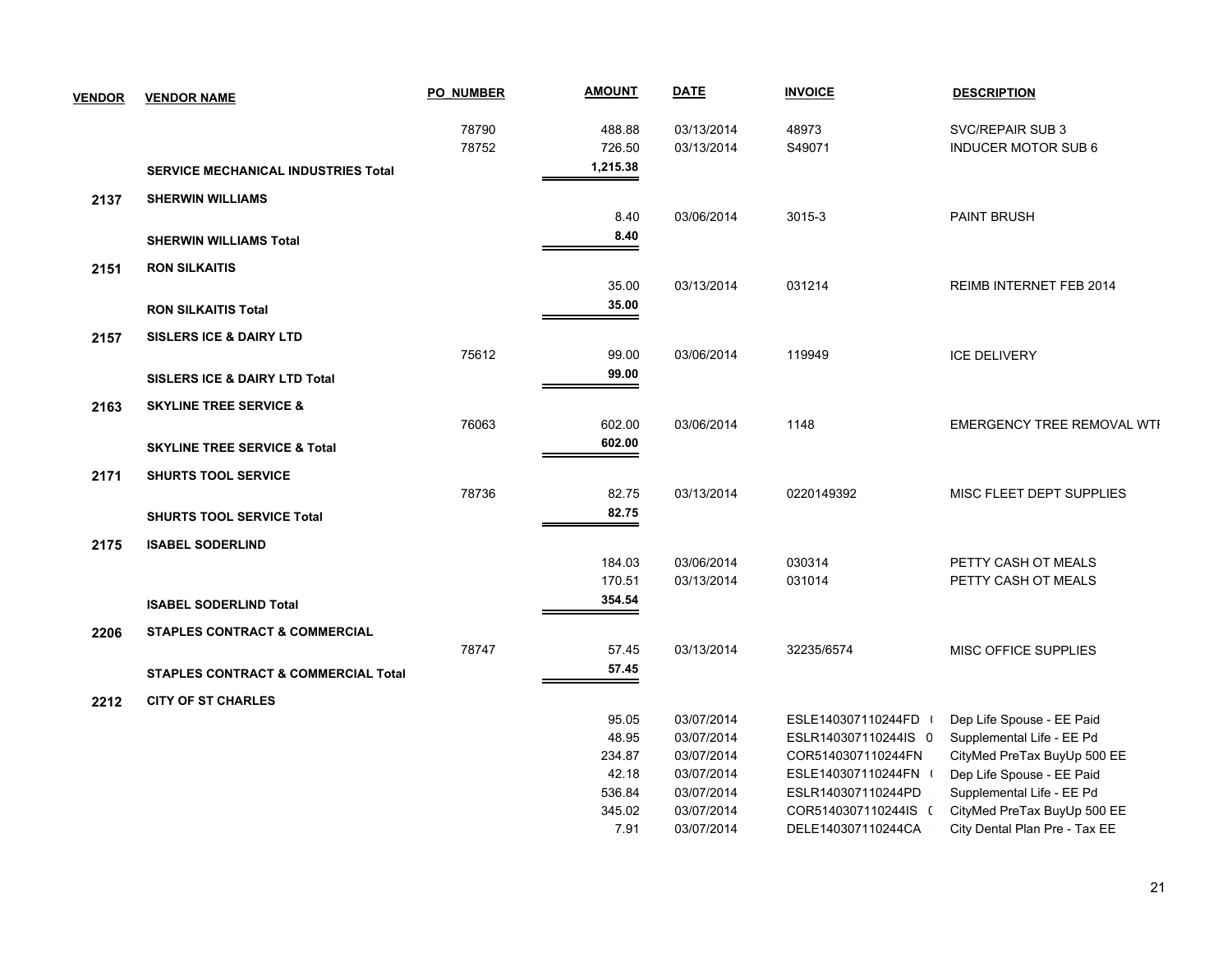| VENDOR | VENDOR NAME | PO_NUMBER | AMOUNT | DATE | INVOICE | DESCRIPTION |
|---|---|---|---|---|---|---|
| | | 78790 | 488.88 | 03/13/2014 | 48973 | SVC/REPAIR SUB 3 |
| | | 78752 | 726.50 | 03/13/2014 | S49071 | INDUCER MOTOR SUB 6 |
| | **SERVICE MECHANICAL INDUSTRIES Total** | | **1,215.38** | | | |
| **2137** | **SHERWIN WILLIAMS** | | | | | |
| | | | 8.40 | 03/06/2014 | 3015-3 | PAINT BRUSH |
| | **SHERWIN WILLIAMS Total** | | **8.40** | | | |
| **2151** | **RON SILKAITIS** | | | | | |
| | | | 35.00 | 03/13/2014 | 031214 | REIMB INTERNET FEB 2014 |
| | **RON SILKAITIS Total** | | **35.00** | | | |
| **2157** | **SISLERS ICE & DAIRY LTD** | | | | | |
| | | 75612 | 99.00 | 03/06/2014 | 119949 | ICE DELIVERY |
| | **SISLERS ICE & DAIRY LTD Total** | | **99.00** | | | |
| **2163** | **SKYLINE TREE SERVICE &** | | | | | |
| | | 76063 | 602.00 | 03/06/2014 | 1148 | EMERGENCY TREE REMOVAL WTI |
| | **SKYLINE TREE SERVICE & Total** | | **602.00** | | | |
| **2171** | **SHURTS TOOL SERVICE** | | | | | |
| | | 78736 | 82.75 | 03/13/2014 | 0220149392 | MISC FLEET DEPT SUPPLIES |
| | **SHURTS TOOL SERVICE Total** | | **82.75** | | | |
| **2175** | **ISABEL SODERLIND** | | | | | |
| | | | 184.03 | 03/06/2014 | 030314 | PETTY CASH OT MEALS |
| | | | 170.51 | 03/13/2014 | 031014 | PETTY CASH OT MEALS |
| | **ISABEL SODERLIND Total** | | **354.54** | | | |
| **2206** | **STAPLES CONTRACT & COMMERCIAL** | | | | | |
| | | 78747 | 57.45 | 03/13/2014 | 32235/6574 | MISC OFFICE SUPPLIES |
| | **STAPLES CONTRACT & COMMERCIAL Total** | | **57.45** | | | |
| **2212** | **CITY OF ST CHARLES** | | | | | |
| | | | 95.05 | 03/07/2014 | ESLE140307110244FD ( | Dep Life Spouse - EE Paid |
| | | | 48.95 | 03/07/2014 | ESLR140307110244IS 0 | Supplemental Life - EE Pd |
| | | | 234.87 | 03/07/2014 | COR5140307110244FN | CityMed PreTax BuyUp 500 EE |
| | | | 42.18 | 03/07/2014 | ESLE140307110244FN ( | Dep Life Spouse - EE Paid |
| | | | 536.84 | 03/07/2014 | ESLR140307110244PD | Supplemental Life - EE Pd |
| | | | 345.02 | 03/07/2014 | COR5140307110244IS ( | CityMed PreTax BuyUp 500 EE |
| | | | 7.91 | 03/07/2014 | DELE140307110244CA | City Dental Plan Pre - Tax EE |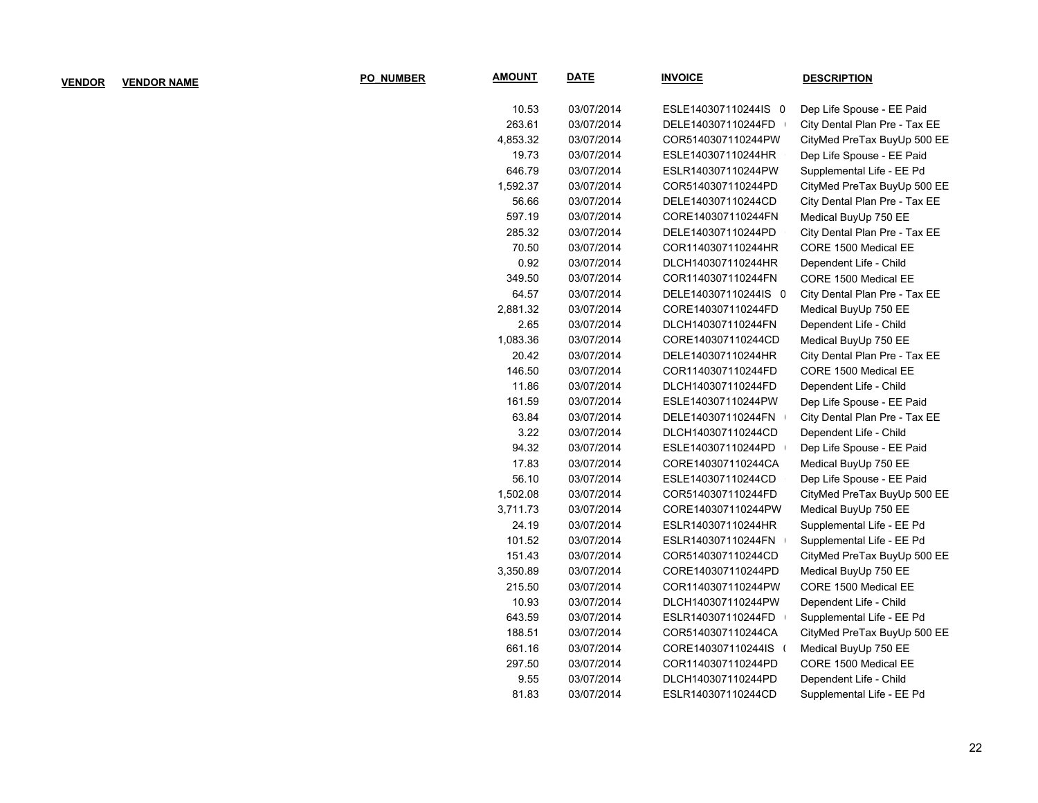| VENDOR | VENDOR NAME | PO_NUMBER | AMOUNT | DATE | INVOICE | DESCRIPTION |
|---|---|---|---|---|---|---|
| | | | 10.53 | 03/07/2014 | ESLE140307110244IS 0 | Dep Life Spouse - EE Paid |
| | | | 263.61 | 03/07/2014 | DELE140307110244FD | City Dental Plan Pre - Tax EE |
| | | | 4,853.32 | 03/07/2014 | COR5140307110244PW | CityMed PreTax BuyUp 500 EE |
| | | | 19.73 | 03/07/2014 | ESLE140307110244HR | Dep Life Spouse - EE Paid |
| | | | 646.79 | 03/07/2014 | ESLR140307110244PW | Supplemental Life - EE Pd |
| | | | 1,592.37 | 03/07/2014 | COR5140307110244PD | CityMed PreTax BuyUp 500 EE |
| | | | 56.66 | 03/07/2014 | DELE140307110244CD | City Dental Plan Pre - Tax EE |
| | | | 597.19 | 03/07/2014 | CORE140307110244FN | Medical BuyUp 750 EE |
| | | | 285.32 | 03/07/2014 | DELE140307110244PD | City Dental Plan Pre - Tax EE |
| | | | 70.50 | 03/07/2014 | COR1140307110244HR | CORE 1500 Medical EE |
| | | | 0.92 | 03/07/2014 | DLCH140307110244HR | Dependent Life - Child |
| | | | 349.50 | 03/07/2014 | COR1140307110244FN | CORE 1500 Medical EE |
| | | | 64.57 | 03/07/2014 | DELE140307110244IS 0 | City Dental Plan Pre - Tax EE |
| | | | 2,881.32 | 03/07/2014 | CORE140307110244FD | Medical BuyUp 750 EE |
| | | | 2.65 | 03/07/2014 | DLCH140307110244FN | Dependent Life - Child |
| | | | 1,083.36 | 03/07/2014 | CORE140307110244CD | Medical BuyUp 750 EE |
| | | | 20.42 | 03/07/2014 | DELE140307110244HR | City Dental Plan Pre - Tax EE |
| | | | 146.50 | 03/07/2014 | COR1140307110244FD | CORE 1500 Medical EE |
| | | | 11.86 | 03/07/2014 | DLCH140307110244FD | Dependent Life - Child |
| | | | 161.59 | 03/07/2014 | ESLE140307110244PW | Dep Life Spouse - EE Paid |
| | | | 63.84 | 03/07/2014 | DELE140307110244FN | City Dental Plan Pre - Tax EE |
| | | | 3.22 | 03/07/2014 | DLCH140307110244CD | Dependent Life - Child |
| | | | 94.32 | 03/07/2014 | ESLE140307110244PD | Dep Life Spouse - EE Paid |
| | | | 17.83 | 03/07/2014 | CORE140307110244CA | Medical BuyUp 750 EE |
| | | | 56.10 | 03/07/2014 | ESLE140307110244CD | Dep Life Spouse - EE Paid |
| | | | 1,502.08 | 03/07/2014 | COR5140307110244FD | CityMed PreTax BuyUp 500 EE |
| | | | 3,711.73 | 03/07/2014 | CORE140307110244PW | Medical BuyUp 750 EE |
| | | | 24.19 | 03/07/2014 | ESLR140307110244HR | Supplemental Life - EE Pd |
| | | | 101.52 | 03/07/2014 | ESLR140307110244FN | Supplemental Life - EE Pd |
| | | | 151.43 | 03/07/2014 | COR5140307110244CD | CityMed PreTax BuyUp 500 EE |
| | | | 3,350.89 | 03/07/2014 | CORE140307110244PD | Medical BuyUp 750 EE |
| | | | 215.50 | 03/07/2014 | COR1140307110244PW | CORE 1500 Medical EE |
| | | | 10.93 | 03/07/2014 | DLCH140307110244PW | Dependent Life - Child |
| | | | 643.59 | 03/07/2014 | ESLR140307110244FD | Supplemental Life - EE Pd |
| | | | 188.51 | 03/07/2014 | COR5140307110244CA | CityMed PreTax BuyUp 500 EE |
| | | | 661.16 | 03/07/2014 | CORE140307110244IS ( | Medical BuyUp 750 EE |
| | | | 297.50 | 03/07/2014 | COR1140307110244PD | CORE 1500 Medical EE |
| | | | 9.55 | 03/07/2014 | DLCH140307110244PD | Dependent Life - Child |
| | | | 81.83 | 03/07/2014 | ESLR140307110244CD | Supplemental Life - EE Pd |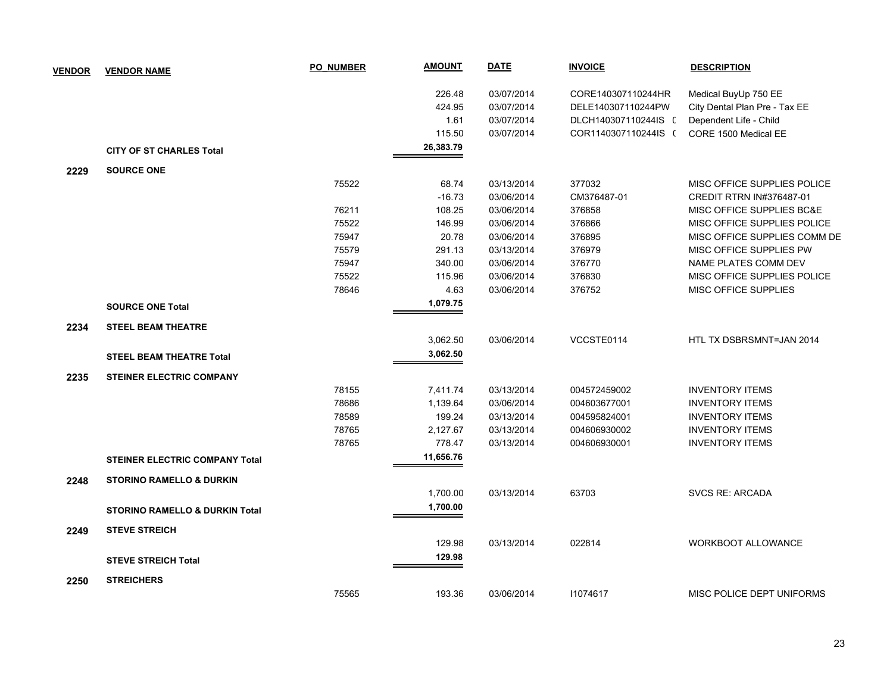| VENDOR | VENDOR NAME | PO_NUMBER | AMOUNT | DATE | INVOICE | DESCRIPTION |
|---|---|---|---|---|---|---|
| | | | 226.48 | 03/07/2014 | CORE140307110244HR | Medical BuyUp 750 EE |
| | | | 424.95 | 03/07/2014 | DELE140307110244PW | City Dental Plan Pre - Tax EE |
| | | | 1.61 | 03/07/2014 | DLCH140307110244IS ( | Dependent Life - Child |
| | | | 115.50 | 03/07/2014 | COR1140307110244IS ( | CORE 1500 Medical EE |
| | **CITY OF ST CHARLES Total** | | **26,383.79** | | | |
| **2229** | **SOURCE ONE** | | | | | |
| | | 75522 | 68.74 | 03/13/2014 | 377032 | MISC OFFICE SUPPLIES POLICE |
| | | | -16.73 | 03/06/2014 | CM376487-01 | CREDIT RTRN IN#376487-01 |
| | | 76211 | 108.25 | 03/06/2014 | 376858 | MISC OFFICE SUPPLIES BC&E |
| | | 75522 | 146.99 | 03/06/2014 | 376866 | MISC OFFICE SUPPLIES POLICE |
| | | 75947 | 20.78 | 03/06/2014 | 376895 | MISC OFFICE SUPPLIES COMM DE |
| | | 75579 | 291.13 | 03/13/2014 | 376979 | MISC OFFICE SUPPLIES PW |
| | | 75947 | 340.00 | 03/06/2014 | 376770 | NAME PLATES COMM DEV |
| | | 75522 | 115.96 | 03/06/2014 | 376830 | MISC OFFICE SUPPLIES POLICE |
| | | 78646 | 4.63 | 03/06/2014 | 376752 | MISC OFFICE SUPPLIES |
| | **SOURCE ONE Total** | | **1,079.75** | | | |
| **2234** | **STEEL BEAM THEATRE** | | | | | |
| | | | 3,062.50 | 03/06/2014 | VCCSTE0114 | HTL TX DSBRSMNT=JAN 2014 |
| | **STEEL BEAM THEATRE Total** | | **3,062.50** | | | |
| **2235** | **STEINER ELECTRIC COMPANY** | | | | | |
| | | 78155 | 7,411.74 | 03/13/2014 | 004572459002 | INVENTORY ITEMS |
| | | 78686 | 1,139.64 | 03/06/2014 | 004603677001 | INVENTORY ITEMS |
| | | 78589 | 199.24 | 03/13/2014 | 004595824001 | INVENTORY ITEMS |
| | | 78765 | 2,127.67 | 03/13/2014 | 004606930002 | INVENTORY ITEMS |
| | | 78765 | 778.47 | 03/13/2014 | 004606930001 | INVENTORY ITEMS |
| | **STEINER ELECTRIC COMPANY Total** | | **11,656.76** | | | |
| **2248** | **STORINO RAMELLO & DURKIN** | | | | | |
| | | | 1,700.00 | 03/13/2014 | 63703 | SVCS RE: ARCADA |
| | **STORINO RAMELLO & DURKIN Total** | | **1,700.00** | | | |
| **2249** | **STEVE STREICH** | | | | | |
| | | | 129.98 | 03/13/2014 | 022814 | WORKBOOT ALLOWANCE |
| | **STEVE STREICH Total** | | **129.98** | | | |
| **2250** | **STREICHERS** | | | | | |
| | | 75565 | 193.36 | 03/06/2014 | I1074617 | MISC POLICE DEPT UNIFORMS |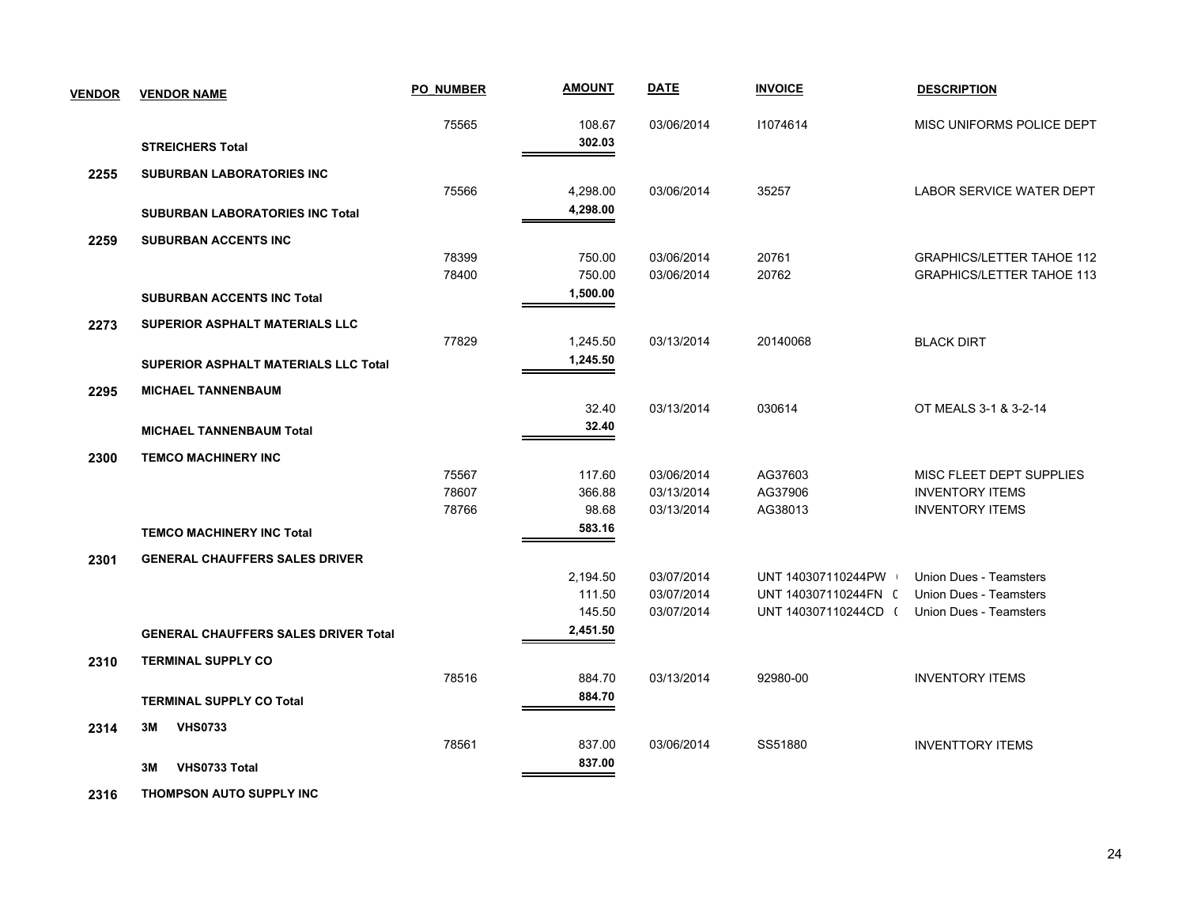| VENDOR | VENDOR NAME | PO_NUMBER | AMOUNT | DATE | INVOICE | DESCRIPTION |
|---|---|---|---|---|---|---|
| | | 75565 | 108.67 | 03/06/2014 | I1074614 | MISC UNIFORMS POLICE DEPT |
| | **STREICHERS Total** | | **302.03** | | | |
| **2255** | **SUBURBAN LABORATORIES INC** | | | | | |
| | | 75566 | 4,298.00 | 03/06/2014 | 35257 | LABOR SERVICE WATER DEPT |
| | **SUBURBAN LABORATORIES INC Total** | | **4,298.00** | | | |
| **2259** | **SUBURBAN ACCENTS INC** | | | | | |
| | | 78399 | 750.00 | 03/06/2014 | 20761 | GRAPHICS/LETTER TAHOE 112 |
| | | 78400 | 750.00 | 03/06/2014 | 20762 | GRAPHICS/LETTER TAHOE 113 |
| | **SUBURBAN ACCENTS INC Total** | | **1,500.00** | | | |
| **2273** | **SUPERIOR ASPHALT MATERIALS LLC** | | | | | |
| | | 77829 | 1,245.50 | 03/13/2014 | 20140068 | BLACK DIRT |
| | **SUPERIOR ASPHALT MATERIALS LLC Total** | | **1,245.50** | | | |
| **2295** | **MICHAEL TANNENBAUM** | | | | | |
| | | | 32.40 | 03/13/2014 | 030614 | OT MEALS 3-1 & 3-2-14 |
| | **MICHAEL TANNENBAUM Total** | | **32.40** | | | |
| **2300** | **TEMCO MACHINERY INC** | | | | | |
| | | 75567 | 117.60 | 03/06/2014 | AG37603 | MISC FLEET DEPT SUPPLIES |
| | | 78607 | 366.88 | 03/13/2014 | AG37906 | INVENTORY ITEMS |
| | | 78766 | 98.68 | 03/13/2014 | AG38013 | INVENTORY ITEMS |
| | **TEMCO MACHINERY INC Total** | | **583.16** | | | |
| **2301** | **GENERAL CHAUFFERS SALES DRIVER** | | | | | |
| | | | 2,194.50 | 03/07/2014 | UNT 140307110244PW ( | Union Dues - Teamsters |
| | | | 111.50 | 03/07/2014 | UNT 140307110244FN ( | Union Dues - Teamsters |
| | | | 145.50 | 03/07/2014 | UNT 140307110244CD ( | Union Dues - Teamsters |
| | **GENERAL CHAUFFERS SALES DRIVER Total** | | **2,451.50** | | | |
| **2310** | **TERMINAL SUPPLY CO** | | | | | |
| | | 78516 | 884.70 | 03/13/2014 | 92980-00 | INVENTORY ITEMS |
| | **TERMINAL SUPPLY CO Total** | | **884.70** | | | |
| **2314** | **3M VHS0733** | | | | | |
| | | 78561 | 837.00 | 03/06/2014 | SS51880 | INVENTTORY ITEMS |
| | **3M VHS0733 Total** | | **837.00** | | | |
| **2316** | **THOMPSON AUTO SUPPLY INC** | | | | | |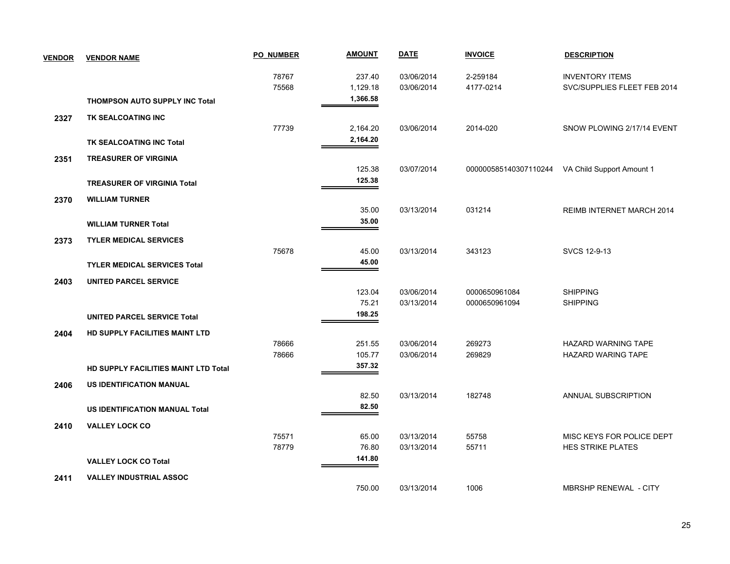| VENDOR | VENDOR NAME | PO_NUMBER | AMOUNT | DATE | INVOICE | DESCRIPTION |
|---|---|---|---|---|---|---|
| | | 78767 | 237.40 | 03/06/2014 | 2-259184 | INVENTORY ITEMS |
| | | 75568 | 1,129.18 | 03/06/2014 | 4177-0214 | SVC/SUPPLIES FLEET FEB 2014 |
| | **THOMPSON AUTO SUPPLY INC Total** | | **1,366.58** | | | |
| **2327** | **TK SEALCOATING INC** | | | | | |
| | | 77739 | 2,164.20 | 03/06/2014 | 2014-020 | SNOW PLOWING 2/17/14 EVENT |
| | **TK SEALCOATING INC Total** | | **2,164.20** | | | |
| **2351** | **TREASURER OF VIRGINIA** | | | | | |
| | | | 125.38 | 03/07/2014 | 000000585140307110244 | VA Child Support Amount 1 |
| | **TREASURER OF VIRGINIA Total** | | **125.38** | | | |
| **2370** | **WILLIAM TURNER** | | | | | |
| | | | 35.00 | 03/13/2014 | 031214 | REIMB INTERNET MARCH 2014 |
| | **WILLIAM TURNER Total** | | **35.00** | | | |
| **2373** | **TYLER MEDICAL SERVICES** | | | | | |
| | | 75678 | 45.00 | 03/13/2014 | 343123 | SVCS 12-9-13 |
| | **TYLER MEDICAL SERVICES Total** | | **45.00** | | | |
| **2403** | **UNITED PARCEL SERVICE** | | | | | |
| | | | 123.04 | 03/06/2014 | 0000650961084 | SHIPPING |
| | | | 75.21 | 03/13/2014 | 0000650961094 | SHIPPING |
| | **UNITED PARCEL SERVICE Total** | | **198.25** | | | |
| **2404** | **HD SUPPLY FACILITIES MAINT LTD** | | | | | |
| | | 78666 | 251.55 | 03/06/2014 | 269273 | HAZARD WARNING TAPE |
| | | 78666 | 105.77 | 03/06/2014 | 269829 | HAZARD WARING TAPE |
| | **HD SUPPLY FACILITIES MAINT LTD Total** | | **357.32** | | | |
| **2406** | **US IDENTIFICATION MANUAL** | | | | | |
| | | | 82.50 | 03/13/2014 | 182748 | ANNUAL SUBSCRIPTION |
| | **US IDENTIFICATION MANUAL Total** | | **82.50** | | | |
| **2410** | **VALLEY LOCK CO** | | | | | |
| | | 75571 | 65.00 | 03/13/2014 | 55758 | MISC KEYS FOR POLICE DEPT |
| | | 78779 | 76.80 | 03/13/2014 | 55711 | HES STRIKE PLATES |
| | **VALLEY LOCK CO Total** | | **141.80** | | | |
| **2411** | **VALLEY INDUSTRIAL ASSOC** | | | | | |
| | | | 750.00 | 03/13/2014 | 1006 | MBRSHP RENEWAL - CITY |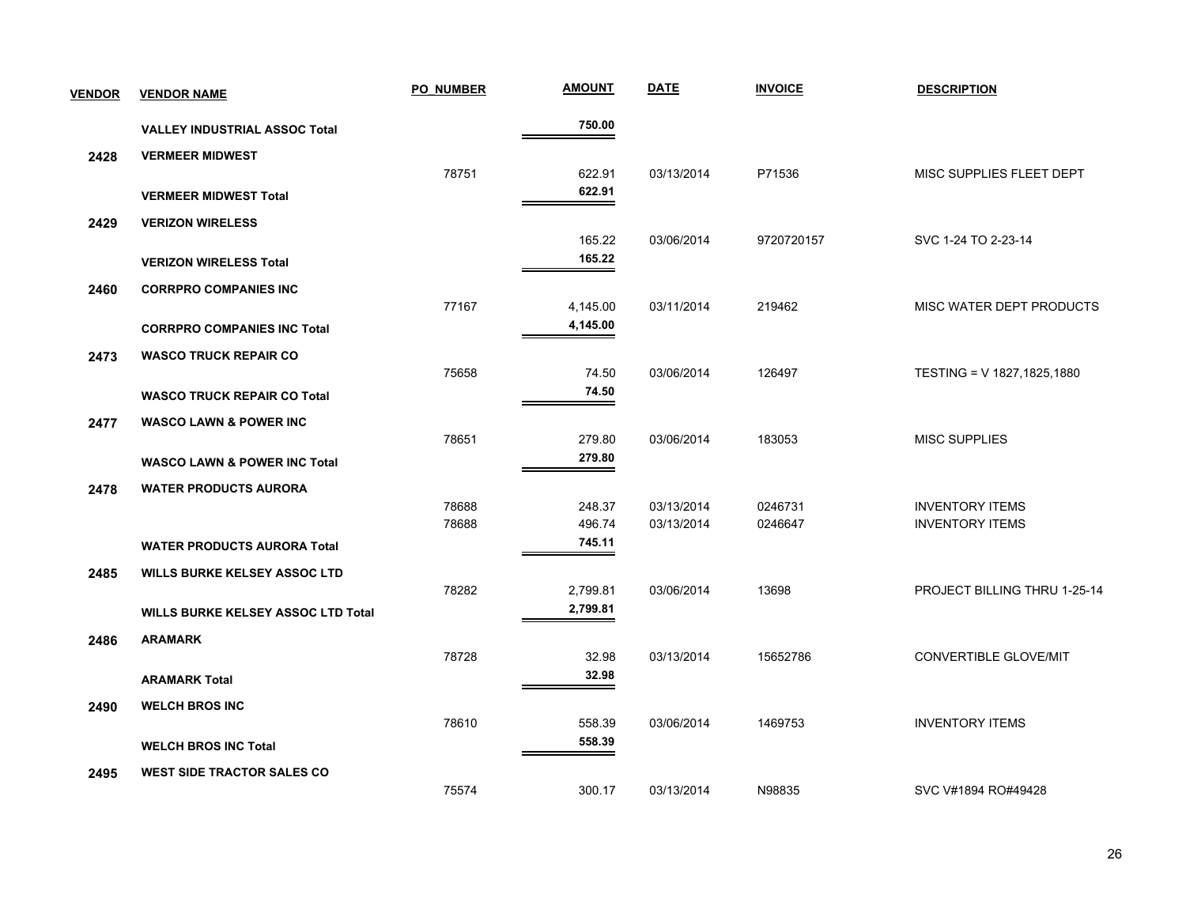| VENDOR | VENDOR NAME | PO_NUMBER | AMOUNT | DATE | INVOICE | DESCRIPTION |
|---|---|---|---|---|---|---|
| | **VALLEY INDUSTRIAL ASSOC Total** | | **750.00** | | | |
| **2428** | **VERMEER MIDWEST** | | | | | |
| | | 78751 | 622.91 | 03/13/2014 | P71536 | MISC SUPPLIES FLEET DEPT |
| | **VERMEER MIDWEST Total** | | **622.91** | | | |
| **2429** | **VERIZON WIRELESS** | | | | | |
| | | | 165.22 | 03/06/2014 | 9720720157 | SVC 1-24 TO 2-23-14 |
| | **VERIZON WIRELESS Total** | | **165.22** | | | |
| **2460** | **CORRPRO COMPANIES INC** | | | | | |
| | | 77167 | 4,145.00 | 03/11/2014 | 219462 | MISC WATER DEPT PRODUCTS |
| | **CORRPRO COMPANIES INC Total** | | **4,145.00** | | | |
| **2473** | **WASCO TRUCK REPAIR CO** | | | | | |
| | | 75658 | 74.50 | 03/06/2014 | 126497 | TESTING = V 1827,1825,1880 |
| | **WASCO TRUCK REPAIR CO Total** | | **74.50** | | | |
| **2477** | **WASCO LAWN & POWER INC** | | | | | |
| | | 78651 | 279.80 | 03/06/2014 | 183053 | MISC SUPPLIES |
| | **WASCO LAWN & POWER INC Total** | | **279.80** | | | |
| **2478** | **WATER PRODUCTS AURORA** | | | | | |
| | | 78688 | 248.37 | 03/13/2014 | 0246731 | INVENTORY ITEMS |
| | | 78688 | 496.74 | 03/13/2014 | 0246647 | INVENTORY ITEMS |
| | **WATER PRODUCTS AURORA Total** | | **745.11** | | | |
| **2485** | **WILLS BURKE KELSEY ASSOC LTD** | | | | | |
| | | 78282 | 2,799.81 | 03/06/2014 | 13698 | PROJECT BILLING THRU 1-25-14 |
| | **WILLS BURKE KELSEY ASSOC LTD Total** | | **2,799.81** | | | |
| **2486** | **ARAMARK** | | | | | |
| | | 78728 | 32.98 | 03/13/2014 | 15652786 | CONVERTIBLE GLOVE/MIT |
| | **ARAMARK Total** | | **32.98** | | | |
| **2490** | **WELCH BROS INC** | | | | | |
| | | 78610 | 558.39 | 03/06/2014 | 1469753 | INVENTORY ITEMS |
| | **WELCH BROS INC Total** | | **558.39** | | | |
| **2495** | **WEST SIDE TRACTOR SALES CO** | | | | | |
| | | 75574 | 300.17 | 03/13/2014 | N98835 | SVC V#1894 RO#49428 |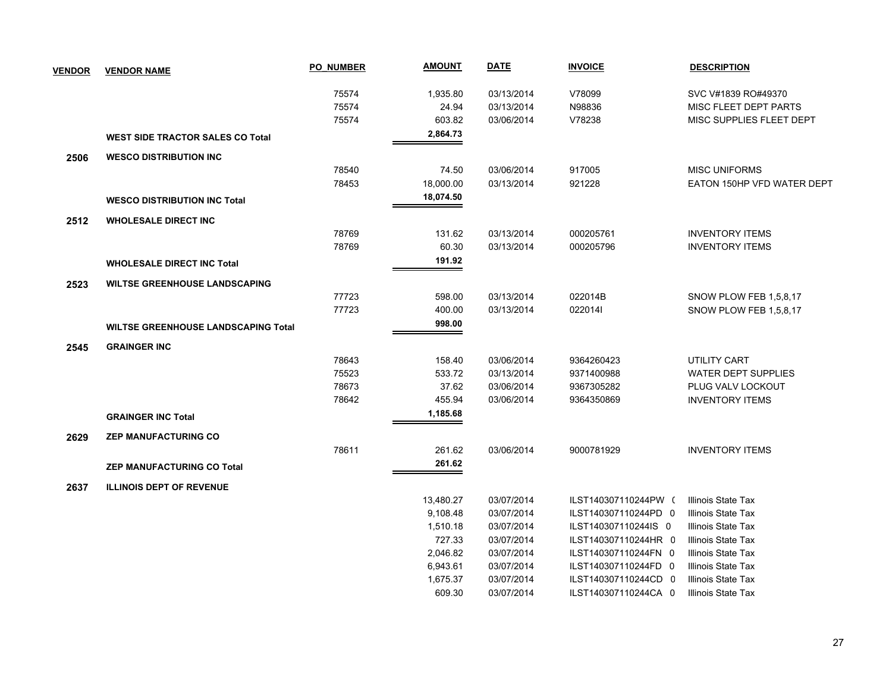| VENDOR | VENDOR NAME | PO_NUMBER | AMOUNT | DATE | INVOICE | DESCRIPTION |
|---|---|---|---|---|---|---|
| | | 75574 | 1,935.80 | 03/13/2014 | V78099 | SVC V#1839 RO#49370 |
| | | 75574 | 24.94 | 03/13/2014 | N98836 | MISC FLEET DEPT PARTS |
| | | 75574 | 603.82 | 03/06/2014 | V78238 | MISC SUPPLIES FLEET DEPT |
| | **WEST SIDE TRACTOR SALES CO Total** | | **2,864.73** | | | |
| **2506** | **WESCO DISTRIBUTION INC** | | | | | |
| | | 78540 | 74.50 | 03/06/2014 | 917005 | MISC UNIFORMS |
| | | 78453 | 18,000.00 | 03/13/2014 | 921228 | EATON 150HP VFD WATER DEPT |
| | **WESCO DISTRIBUTION INC Total** | | **18,074.50** | | | |
| **2512** | **WHOLESALE DIRECT INC** | | | | | |
| | | 78769 | 131.62 | 03/13/2014 | 000205761 | INVENTORY ITEMS |
| | | 78769 | 60.30 | 03/13/2014 | 000205796 | INVENTORY ITEMS |
| | **WHOLESALE DIRECT INC Total** | | **191.92** | | | |
| **2523** | **WILTSE GREENHOUSE LANDSCAPING** | | | | | |
| | | 77723 | 598.00 | 03/13/2014 | 022014B | SNOW PLOW FEB 1,5,8,17 |
| | | 77723 | 400.00 | 03/13/2014 | 022014I | SNOW PLOW FEB 1,5,8,17 |
| | **WILTSE GREENHOUSE LANDSCAPING Total** | | **998.00** | | | |
| **2545** | **GRAINGER INC** | | | | | |
| | | 78643 | 158.40 | 03/06/2014 | 9364260423 | UTILITY CART |
| | | 75523 | 533.72 | 03/13/2014 | 9371400988 | WATER DEPT SUPPLIES |
| | | 78673 | 37.62 | 03/06/2014 | 9367305282 | PLUG VALV LOCKOUT |
| | | 78642 | 455.94 | 03/06/2014 | 9364350869 | INVENTORY ITEMS |
| | **GRAINGER INC Total** | | **1,185.68** | | | |
| **2629** | **ZEP MANUFACTURING CO** | | | | | |
| | | 78611 | 261.62 | 03/06/2014 | 9000781929 | INVENTORY ITEMS |
| | **ZEP MANUFACTURING CO Total** | | **261.62** | | | |
| **2637** | **ILLINOIS DEPT OF REVENUE** | | | | | |
| | | | 13,480.27 | 03/07/2014 | ILST140307110244PW ( | Illinois State Tax |
| | | | 9,108.48 | 03/07/2014 | ILST140307110244PD 0 | Illinois State Tax |
| | | | 1,510.18 | 03/07/2014 | ILST140307110244IS 0 | Illinois State Tax |
| | | | 727.33 | 03/07/2014 | ILST140307110244HR 0 | Illinois State Tax |
| | | | 2,046.82 | 03/07/2014 | ILST140307110244FN 0 | Illinois State Tax |
| | | | 6,943.61 | 03/07/2014 | ILST140307110244FD 0 | Illinois State Tax |
| | | | 1,675.37 | 03/07/2014 | ILST140307110244CD 0 | Illinois State Tax |
| | | | 609.30 | 03/07/2014 | ILST140307110244CA 0 | Illinois State Tax |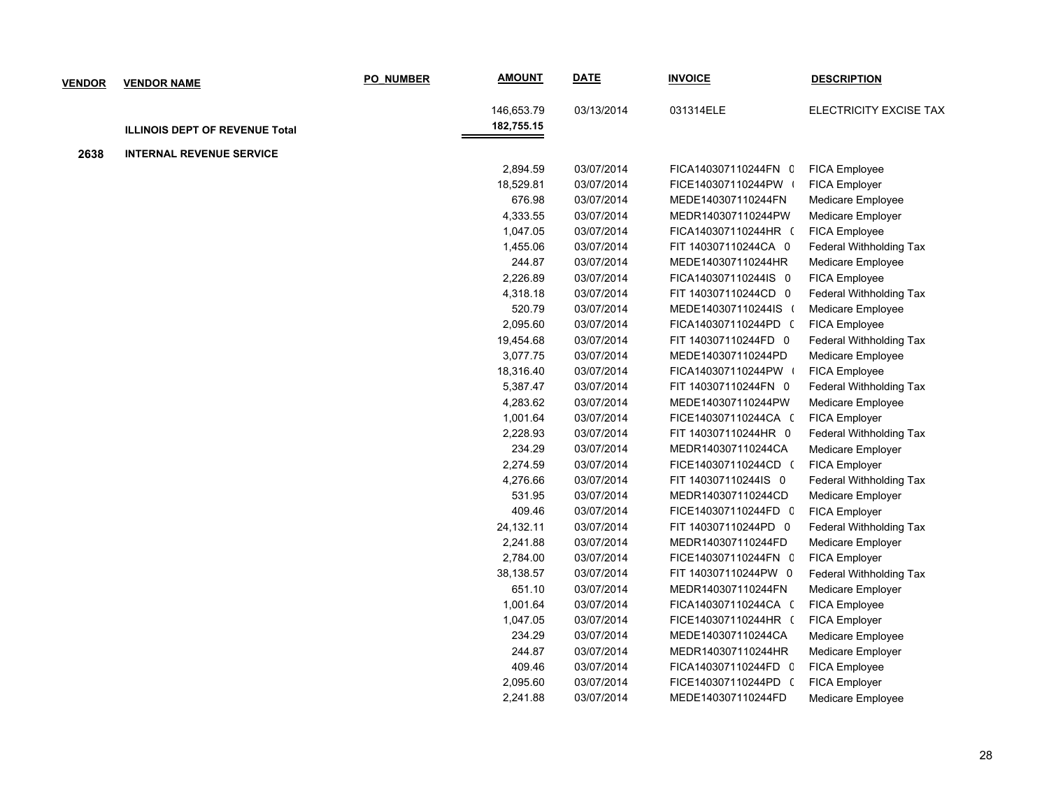| VENDOR | VENDOR NAME | PO_NUMBER | AMOUNT | DATE | INVOICE | DESCRIPTION |
|---|---|---|---|---|---|---|
| | | | 146,653.79 | 03/13/2014 | 031314ELE | ELECTRICITY EXCISE TAX |
| | **ILLINOIS DEPT OF REVENUE Total** | | **182,755.15** | | | |
| **2638** | **INTERNAL REVENUE SERVICE** | | | | | |
| | | | 2,894.59 | 03/07/2014 | FICA140307110244FN 0 | FICA Employee |
| | | | 18,529.81 | 03/07/2014 | FICE140307110244PW ( | FICA Employer |
| | | | 676.98 | 03/07/2014 | MEDE140307110244FN | Medicare Employee |
| | | | 4,333.55 | 03/07/2014 | MEDR140307110244PW | Medicare Employer |
| | | | 1,047.05 | 03/07/2014 | FICA140307110244HR ( | FICA Employee |
| | | | 1,455.06 | 03/07/2014 | FIT 140307110244CA 0 | Federal Withholding Tax |
| | | | 244.87 | 03/07/2014 | MEDE140307110244HR | Medicare Employee |
| | | | 2,226.89 | 03/07/2014 | FICA140307110244IS 0 | FICA Employee |
| | | | 4,318.18 | 03/07/2014 | FIT 140307110244CD 0 | Federal Withholding Tax |
| | | | 520.79 | 03/07/2014 | MEDE140307110244IS ( | Medicare Employee |
| | | | 2,095.60 | 03/07/2014 | FICA140307110244PD ( | FICA Employee |
| | | | 19,454.68 | 03/07/2014 | FIT 140307110244FD 0 | Federal Withholding Tax |
| | | | 3,077.75 | 03/07/2014 | MEDE140307110244PD | Medicare Employee |
| | | | 18,316.40 | 03/07/2014 | FICA140307110244PW ( | FICA Employee |
| | | | 5,387.47 | 03/07/2014 | FIT 140307110244FN 0 | Federal Withholding Tax |
| | | | 4,283.62 | 03/07/2014 | MEDE140307110244PW | Medicare Employee |
| | | | 1,001.64 | 03/07/2014 | FICE140307110244CA ( | FICA Employer |
| | | | 2,228.93 | 03/07/2014 | FIT 140307110244HR 0 | Federal Withholding Tax |
| | | | 234.29 | 03/07/2014 | MEDR140307110244CA | Medicare Employer |
| | | | 2,274.59 | 03/07/2014 | FICE140307110244CD ( | FICA Employer |
| | | | 4,276.66 | 03/07/2014 | FIT 140307110244IS 0 | Federal Withholding Tax |
| | | | 531.95 | 03/07/2014 | MEDR140307110244CD | Medicare Employer |
| | | | 409.46 | 03/07/2014 | FICE140307110244FD 0 | FICA Employer |
| | | | 24,132.11 | 03/07/2014 | FIT 140307110244PD 0 | Federal Withholding Tax |
| | | | 2,241.88 | 03/07/2014 | MEDR140307110244FD | Medicare Employer |
| | | | 2,784.00 | 03/07/2014 | FICE140307110244FN 0 | FICA Employer |
| | | | 38,138.57 | 03/07/2014 | FIT 140307110244PW 0 | Federal Withholding Tax |
| | | | 651.10 | 03/07/2014 | MEDR140307110244FN | Medicare Employer |
| | | | 1,001.64 | 03/07/2014 | FICA140307110244CA ( | FICA Employee |
| | | | 1,047.05 | 03/07/2014 | FICE140307110244HR ( | FICA Employer |
| | | | 234.29 | 03/07/2014 | MEDE140307110244CA | Medicare Employee |
| | | | 244.87 | 03/07/2014 | MEDR140307110244HR | Medicare Employer |
| | | | 409.46 | 03/07/2014 | FICA140307110244FD 0 | FICA Employee |
| | | | 2,095.60 | 03/07/2014 | FICE140307110244PD ( | FICA Employer |
| | | | 2,241.88 | 03/07/2014 | MEDE140307110244FD | Medicare Employee |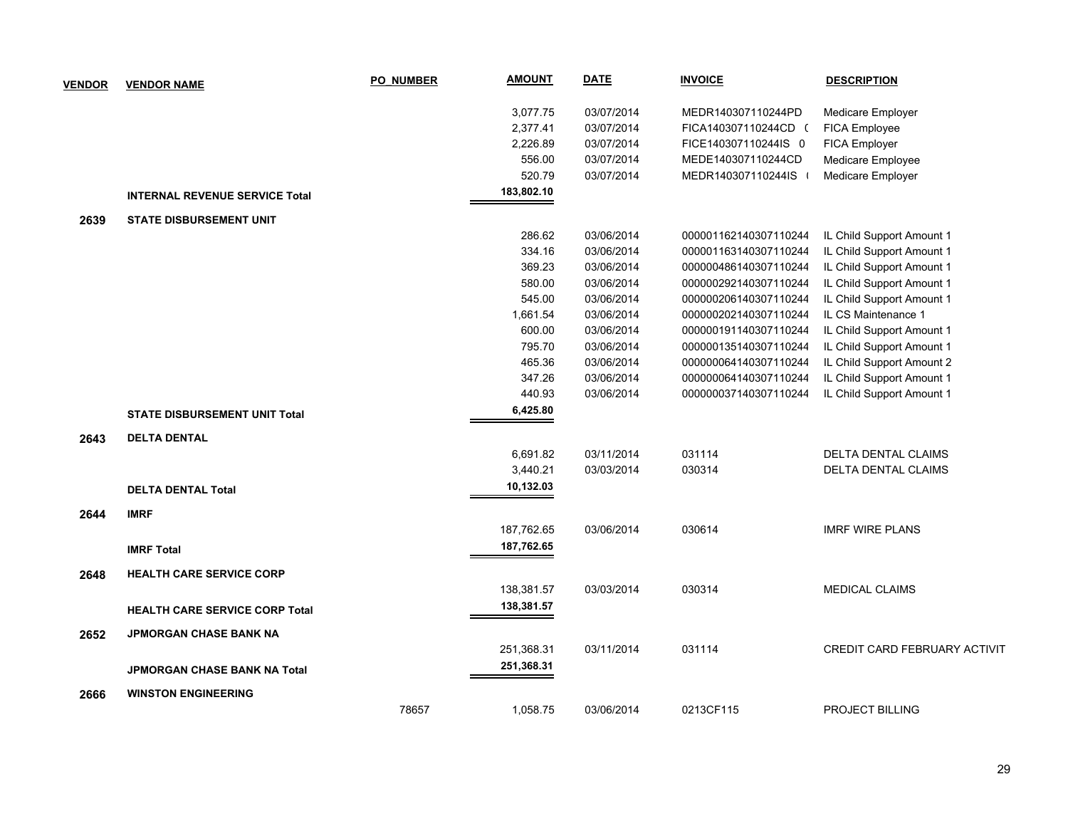| VENDOR | VENDOR NAME | PO_NUMBER | AMOUNT | DATE | INVOICE | DESCRIPTION |
|---|---|---|---|---|---|---|
| | | | 3,077.75 | 03/07/2014 | MEDR140307110244PD | Medicare Employer |
| | | | 2,377.41 | 03/07/2014 | FICA140307110244CD ( | FICA Employee |
| | | | 2,226.89 | 03/07/2014 | FICE140307110244IS 0 | FICA Employer |
| | | | 556.00 | 03/07/2014 | MEDE140307110244CD | Medicare Employee |
| | | | 520.79 | 03/07/2014 | MEDR140307110244IS ( | Medicare Employer |
| | **INTERNAL REVENUE SERVICE Total** | | **183,802.10** | | | |
| **2639** | **STATE DISBURSEMENT UNIT** | | | | | |
| | | | 286.62 | 03/06/2014 | 000001162140307110244 | IL Child Support Amount 1 |
| | | | 334.16 | 03/06/2014 | 000001163140307110244 | IL Child Support Amount 1 |
| | | | 369.23 | 03/06/2014 | 000000486140307110244 | IL Child Support Amount 1 |
| | | | 580.00 | 03/06/2014 | 000000292140307110244 | IL Child Support Amount 1 |
| | | | 545.00 | 03/06/2014 | 000000206140307110244 | IL Child Support Amount 1 |
| | | | 1,661.54 | 03/06/2014 | 000000202140307110244 | IL CS Maintenance 1 |
| | | | 600.00 | 03/06/2014 | 000000191140307110244 | IL Child Support Amount 1 |
| | | | 795.70 | 03/06/2014 | 000000135140307110244 | IL Child Support Amount 1 |
| | | | 465.36 | 03/06/2014 | 000000064140307110244 | IL Child Support Amount 2 |
| | | | 347.26 | 03/06/2014 | 000000064140307110244 | IL Child Support Amount 1 |
| | | | 440.93 | 03/06/2014 | 000000037140307110244 | IL Child Support Amount 1 |
| | **STATE DISBURSEMENT UNIT Total** | | **6,425.80** | | | |
| **2643** | **DELTA DENTAL** | | | | | |
| | | | 6,691.82 | 03/11/2014 | 031114 | DELTA DENTAL CLAIMS |
| | | | 3,440.21 | 03/03/2014 | 030314 | DELTA DENTAL CLAIMS |
| | **DELTA DENTAL Total** | | **10,132.03** | | | |
| **2644** | **IMRF** | | | | | |
| | | | 187,762.65 | 03/06/2014 | 030614 | IMRF WIRE PLANS |
| | **IMRF Total** | | **187,762.65** | | | |
| **2648** | **HEALTH CARE SERVICE CORP** | | | | | |
| | | | 138,381.57 | 03/03/2014 | 030314 | MEDICAL CLAIMS |
| | **HEALTH CARE SERVICE CORP Total** | | **138,381.57** | | | |
| **2652** | **JPMORGAN CHASE BANK NA** | | | | | |
| | | | 251,368.31 | 03/11/2014 | 031114 | CREDIT CARD FEBRUARY ACTIVIT |
| | **JPMORGAN CHASE BANK NA Total** | | **251,368.31** | | | |
| **2666** | **WINSTON ENGINEERING** | | | | | |
| | | 78657 | 1,058.75 | 03/06/2014 | 0213CF115 | PROJECT BILLING |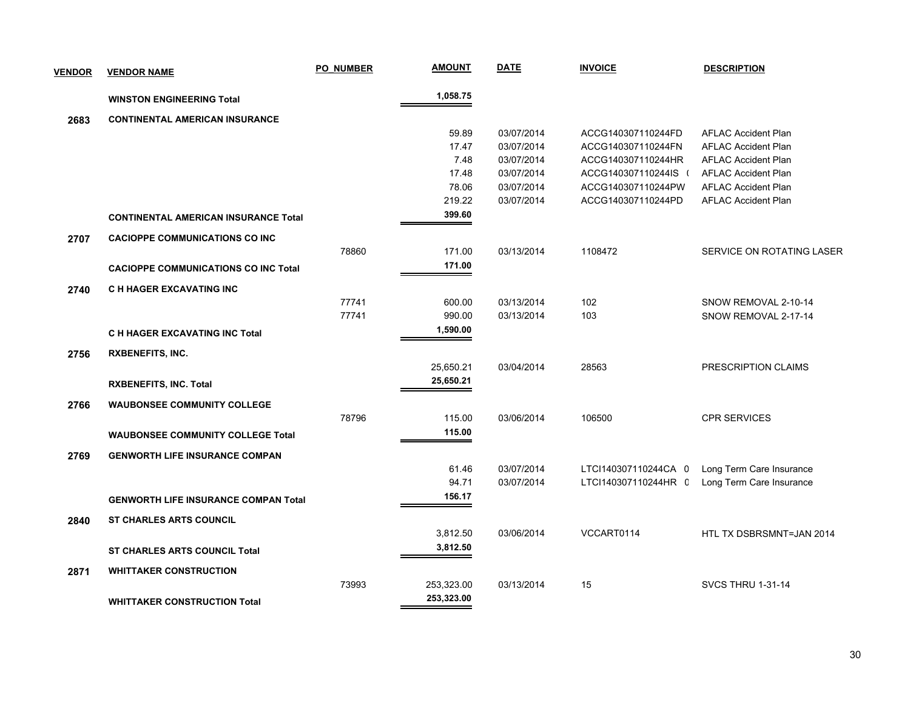| VENDOR | VENDOR NAME | PO_NUMBER | AMOUNT | DATE | INVOICE | DESCRIPTION |
|---|---|---|---|---|---|---|
| | **WINSTON ENGINEERING Total** | | **1,058.75** | | | |
| **2683** | **CONTINENTAL AMERICAN INSURANCE** | | | | | |
| | | | 59.89 | 03/07/2014 | ACCG140307110244FD | AFLAC Accident Plan |
| | | | 17.47 | 03/07/2014 | ACCG140307110244FN | AFLAC Accident Plan |
| | | | 7.48 | 03/07/2014 | ACCG140307110244HR | AFLAC Accident Plan |
| | | | 17.48 | 03/07/2014 | ACCG140307110244IS ( | AFLAC Accident Plan |
| | | | 78.06 | 03/07/2014 | ACCG140307110244PW | AFLAC Accident Plan |
| | | | 219.22 | 03/07/2014 | ACCG140307110244PD | AFLAC Accident Plan |
| | **CONTINENTAL AMERICAN INSURANCE Total** | | **399.60** | | | |
| **2707** | **CACIOPPE COMMUNICATIONS CO INC** | | | | | |
| | | 78860 | 171.00 | 03/13/2014 | 1108472 | SERVICE ON ROTATING LASER |
| | **CACIOPPE COMMUNICATIONS CO INC Total** | | **171.00** | | | |
| **2740** | **C H HAGER EXCAVATING INC** | | | | | |
| | | 77741 | 600.00 | 03/13/2014 | 102 | SNOW REMOVAL 2-10-14 |
| | | 77741 | 990.00 | 03/13/2014 | 103 | SNOW REMOVAL 2-17-14 |
| | **C H HAGER EXCAVATING INC Total** | | **1,590.00** | | | |
| **2756** | **RXBENEFITS, INC.** | | | | | |
| | | | 25,650.21 | 03/04/2014 | 28563 | PRESCRIPTION CLAIMS |
| | **RXBENEFITS, INC. Total** | | **25,650.21** | | | |
| **2766** | **WAUBONSEE COMMUNITY COLLEGE** | | | | | |
| | | 78796 | 115.00 | 03/06/2014 | 106500 | CPR SERVICES |
| | **WAUBONSEE COMMUNITY COLLEGE Total** | | **115.00** | | | |
| **2769** | **GENWORTH LIFE INSURANCE COMPAN** | | | | | |
| | | | 61.46 | 03/07/2014 | LTCI140307110244CA 0 | Long Term Care Insurance |
| | | | 94.71 | 03/07/2014 | LTCI140307110244HR 0 | Long Term Care Insurance |
| | **GENWORTH LIFE INSURANCE COMPAN Total** | | **156.17** | | | |
| **2840** | **ST CHARLES ARTS COUNCIL** | | | | | |
| | | | 3,812.50 | 03/06/2014 | VCCART0114 | HTL TX DSBRSMNT=JAN 2014 |
| | **ST CHARLES ARTS COUNCIL Total** | | **3,812.50** | | | |
| **2871** | **WHITTAKER CONSTRUCTION** | | | | | |
| | | 73993 | 253,323.00 | 03/13/2014 | 15 | SVCS THRU 1-31-14 |
| | **WHITTAKER CONSTRUCTION Total** | | **253,323.00** | | | |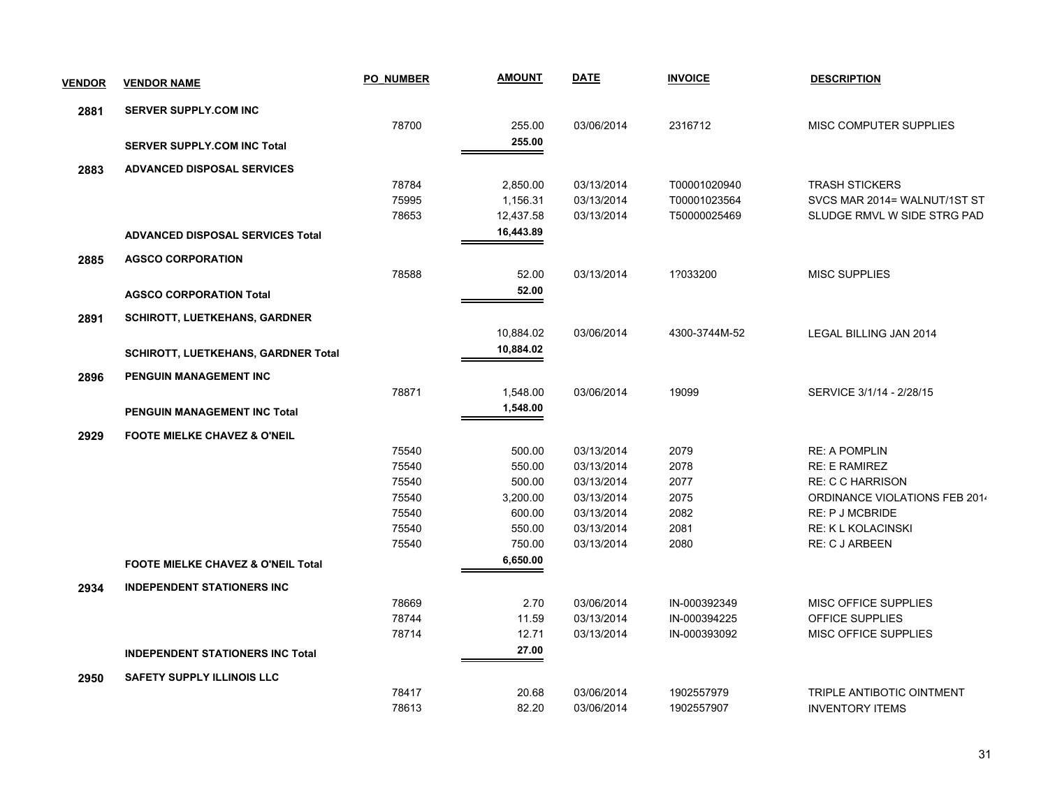| VENDOR | VENDOR NAME | PO_NUMBER | AMOUNT | DATE | INVOICE | DESCRIPTION |
|---|---|---|---|---|---|---|
| 2881 | SERVER SUPPLY.COM INC | | | | | |
| | | 78700 | 255.00 | 03/06/2014 | 2316712 | MISC COMPUTER SUPPLIES |
| | SERVER SUPPLY.COM INC Total | | 255.00 | | | |
| 2883 | ADVANCED DISPOSAL SERVICES | | | | | |
| | | 78784 | 2,850.00 | 03/13/2014 | T00001020940 | TRASH STICKERS |
| | | 75995 | 1,156.31 | 03/13/2014 | T00001023564 | SVCS MAR 2014= WALNUT/1ST ST |
| | | 78653 | 12,437.58 | 03/13/2014 | T50000025469 | SLUDGE RMVL W SIDE STRG PAD |
| | ADVANCED DISPOSAL SERVICES Total | | 16,443.89 | | | |
| 2885 | AGSCO CORPORATION | | | | | |
| | | 78588 | 52.00 | 03/13/2014 | 1?033200 | MISC SUPPLIES |
| | AGSCO CORPORATION Total | | 52.00 | | | |
| 2891 | SCHIROTT, LUETKEHANS, GARDNER | | | | | |
| | | | 10,884.02 | 03/06/2014 | 4300-3744M-52 | LEGAL BILLING JAN 2014 |
| | SCHIROTT, LUETKEHANS, GARDNER Total | | 10,884.02 | | | |
| 2896 | PENGUIN MANAGEMENT INC | | | | | |
| | | 78871 | 1,548.00 | 03/06/2014 | 19099 | SERVICE 3/1/14 - 2/28/15 |
| | PENGUIN MANAGEMENT INC Total | | 1,548.00 | | | |
| 2929 | FOOTE MIELKE CHAVEZ & O'NEIL | | | | | |
| | | 75540 | 500.00 | 03/13/2014 | 2079 | RE: A POMPLIN |
| | | 75540 | 550.00 | 03/13/2014 | 2078 | RE: E RAMIREZ |
| | | 75540 | 500.00 | 03/13/2014 | 2077 | RE: C C HARRISON |
| | | 75540 | 3,200.00 | 03/13/2014 | 2075 | ORDINANCE VIOLATIONS FEB 2014 |
| | | 75540 | 600.00 | 03/13/2014 | 2082 | RE: P J MCBRIDE |
| | | 75540 | 550.00 | 03/13/2014 | 2081 | RE: K L KOLACINSKI |
| | | 75540 | 750.00 | 03/13/2014 | 2080 | RE: C J ARBEEN |
| | FOOTE MIELKE CHAVEZ & O'NEIL Total | | 6,650.00 | | | |
| 2934 | INDEPENDENT STATIONERS INC | | | | | |
| | | 78669 | 2.70 | 03/06/2014 | IN-000392349 | MISC OFFICE SUPPLIES |
| | | 78744 | 11.59 | 03/13/2014 | IN-000394225 | OFFICE SUPPLIES |
| | | 78714 | 12.71 | 03/13/2014 | IN-000393092 | MISC OFFICE SUPPLIES |
| | INDEPENDENT STATIONERS INC Total | | 27.00 | | | |
| 2950 | SAFETY SUPPLY ILLINOIS LLC | | | | | |
| | | 78417 | 20.68 | 03/06/2014 | 1902557979 | TRIPLE ANTIBOTIC OINTMENT |
| | | 78613 | 82.20 | 03/06/2014 | 1902557907 | INVENTORY ITEMS |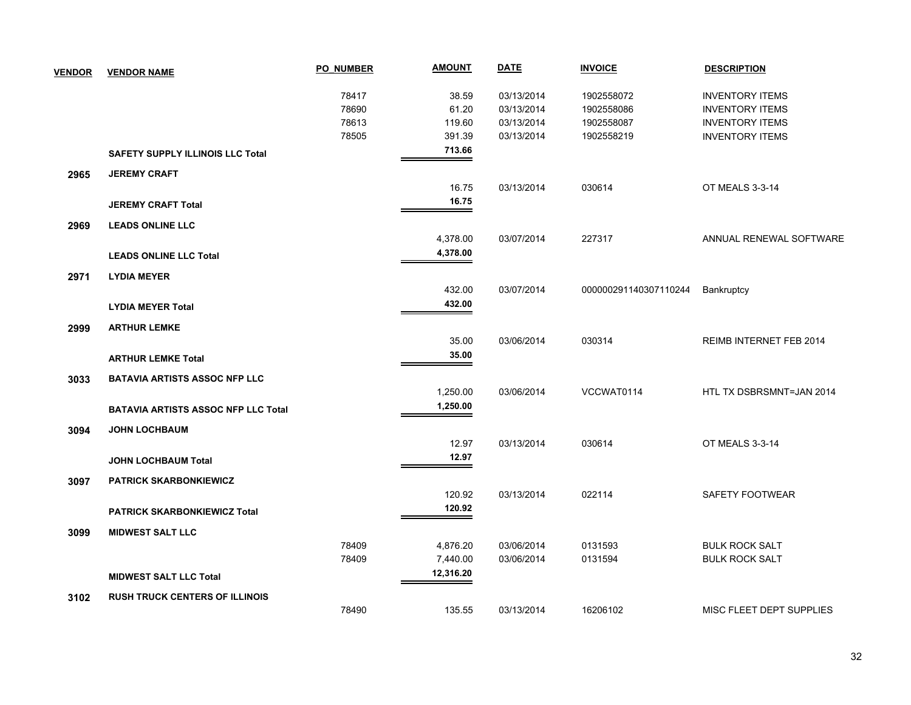| VENDOR | VENDOR NAME | PO_NUMBER | AMOUNT | DATE | INVOICE | DESCRIPTION |
|---|---|---|---|---|---|---|
| | | 78417 | 38.59 | 03/13/2014 | 1902558072 | INVENTORY ITEMS |
| | | 78690 | 61.20 | 03/13/2014 | 1902558086 | INVENTORY ITEMS |
| | | 78613 | 119.60 | 03/13/2014 | 1902558087 | INVENTORY ITEMS |
| | | 78505 | 391.39 | 03/13/2014 | 1902558219 | INVENTORY ITEMS |
| | **SAFETY SUPPLY ILLINOIS LLC Total** | | **713.66** | | | |
| **2965** | **JEREMY CRAFT** | | | | | |
| | | | 16.75 | 03/13/2014 | 030614 | OT MEALS 3-3-14 |
| | **JEREMY CRAFT Total** | | **16.75** | | | |
| **2969** | **LEADS ONLINE LLC** | | | | | |
| | | | 4,378.00 | 03/07/2014 | 227317 | ANNUAL RENEWAL SOFTWARE |
| | **LEADS ONLINE LLC Total** | | **4,378.00** | | | |
| **2971** | **LYDIA MEYER** | | | | | |
| | | | 432.00 | 03/07/2014 | 000000291140307110244 | Bankruptcy |
| | **LYDIA MEYER Total** | | **432.00** | | | |
| **2999** | **ARTHUR LEMKE** | | | | | |
| | | | 35.00 | 03/06/2014 | 030314 | REIMB INTERNET FEB 2014 |
| | **ARTHUR LEMKE Total** | | **35.00** | | | |
| **3033** | **BATAVIA ARTISTS ASSOC NFP LLC** | | | | | |
| | | | 1,250.00 | 03/06/2014 | VCCWAT0114 | HTL TX DSBRSMNT=JAN 2014 |
| | **BATAVIA ARTISTS ASSOC NFP LLC Total** | | **1,250.00** | | | |
| **3094** | **JOHN LOCHBAUM** | | | | | |
| | | | 12.97 | 03/13/2014 | 030614 | OT MEALS 3-3-14 |
| | **JOHN LOCHBAUM Total** | | **12.97** | | | |
| **3097** | **PATRICK SKARBONKIEWICZ** | | | | | |
| | | | 120.92 | 03/13/2014 | 022114 | SAFETY FOOTWEAR |
| | **PATRICK SKARBONKIEWICZ Total** | | **120.92** | | | |
| **3099** | **MIDWEST SALT LLC** | | | | | |
| | | 78409 | 4,876.20 | 03/06/2014 | 0131593 | BULK ROCK SALT |
| | | 78409 | 7,440.00 | 03/06/2014 | 0131594 | BULK ROCK SALT |
| | **MIDWEST SALT LLC Total** | | **12,316.20** | | | |
| **3102** | **RUSH TRUCK CENTERS OF ILLINOIS** | | | | | |
| | | 78490 | 135.55 | 03/13/2014 | 16206102 | MISC FLEET DEPT SUPPLIES |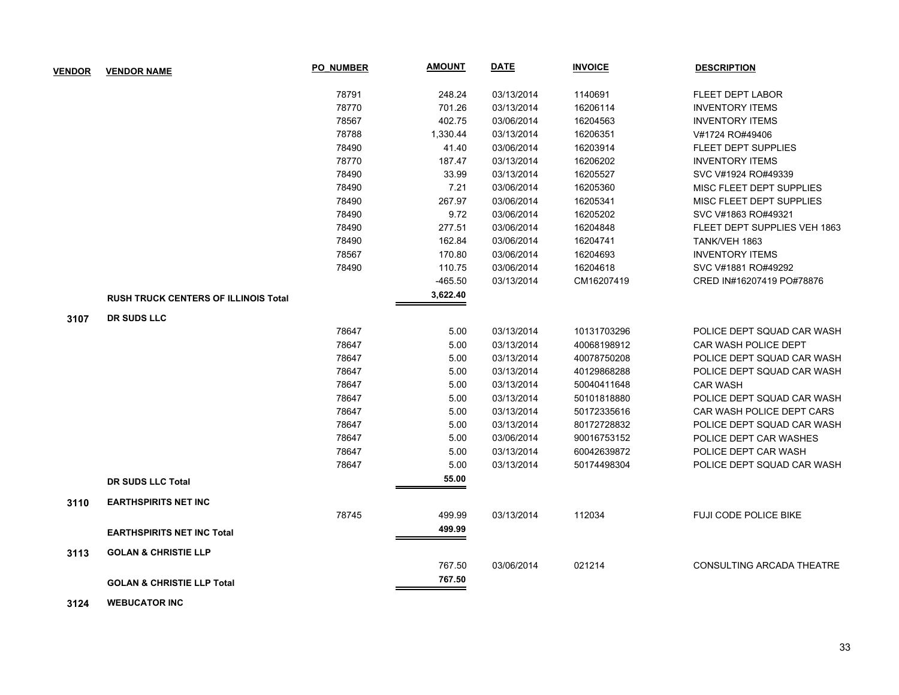| VENDOR | VENDOR NAME | PO_NUMBER | AMOUNT | DATE | INVOICE | DESCRIPTION |
|---|---|---|---|---|---|---|
| | | 78791 | 248.24 | 03/13/2014 | 1140691 | FLEET DEPT LABOR |
| | | 78770 | 701.26 | 03/13/2014 | 16206114 | INVENTORY ITEMS |
| | | 78567 | 402.75 | 03/06/2014 | 16204563 | INVENTORY ITEMS |
| | | 78788 | 1,330.44 | 03/13/2014 | 16206351 | V#1724 RO#49406 |
| | | 78490 | 41.40 | 03/06/2014 | 16203914 | FLEET DEPT SUPPLIES |
| | | 78770 | 187.47 | 03/13/2014 | 16206202 | INVENTORY ITEMS |
| | | 78490 | 33.99 | 03/13/2014 | 16205527 | SVC V#1924 RO#49339 |
| | | 78490 | 7.21 | 03/06/2014 | 16205360 | MISC FLEET DEPT SUPPLIES |
| | | 78490 | 267.97 | 03/06/2014 | 16205341 | MISC FLEET DEPT SUPPLIES |
| | | 78490 | 9.72 | 03/06/2014 | 16205202 | SVC V#1863 RO#49321 |
| | | 78490 | 277.51 | 03/06/2014 | 16204848 | FLEET DEPT SUPPLIES VEH 1863 |
| | | 78490 | 162.84 | 03/06/2014 | 16204741 | TANK/VEH 1863 |
| | | 78567 | 170.80 | 03/06/2014 | 16204693 | INVENTORY ITEMS |
| | | 78490 | 110.75 | 03/06/2014 | 16204618 | SVC V#1881 RO#49292 |
| | | | -465.50 | 03/13/2014 | CM16207419 | CRED IN#16207419 PO#78876 |
| | **RUSH TRUCK CENTERS OF ILLINOIS Total** | | **3,622.40** | | | |
| **3107** | **DR SUDS LLC** | | | | | |
| | | 78647 | 5.00 | 03/13/2014 | 10131703296 | POLICE DEPT SQUAD CAR WASH |
| | | 78647 | 5.00 | 03/13/2014 | 40068198912 | CAR WASH POLICE DEPT |
| | | 78647 | 5.00 | 03/13/2014 | 40078750208 | POLICE DEPT SQUAD CAR WASH |
| | | 78647 | 5.00 | 03/13/2014 | 40129868288 | POLICE DEPT SQUAD CAR WASH |
| | | 78647 | 5.00 | 03/13/2014 | 50040411648 | CAR WASH |
| | | 78647 | 5.00 | 03/13/2014 | 50101818880 | POLICE DEPT SQUAD CAR WASH |
| | | 78647 | 5.00 | 03/13/2014 | 50172335616 | CAR WASH POLICE DEPT CARS |
| | | 78647 | 5.00 | 03/13/2014 | 80172728832 | POLICE DEPT SQUAD CAR WASH |
| | | 78647 | 5.00 | 03/06/2014 | 90016753152 | POLICE DEPT CAR WASHES |
| | | 78647 | 5.00 | 03/13/2014 | 60042639872 | POLICE DEPT CAR WASH |
| | | 78647 | 5.00 | 03/13/2014 | 50174498304 | POLICE DEPT SQUAD CAR WASH |
| | **DR SUDS LLC Total** | | **55.00** | | | |
| **3110** | **EARTHSPIRITS NET INC** | | | | | |
| | | 78745 | 499.99 | 03/13/2014 | 112034 | FUJI CODE POLICE BIKE |
| | **EARTHSPIRITS NET INC Total** | | **499.99** | | | |
| **3113** | **GOLAN & CHRISTIE LLP** | | | | | |
| | | | 767.50 | 03/06/2014 | 021214 | CONSULTING ARCADA THEATRE |
| | **GOLAN & CHRISTIE LLP Total** | | **767.50** | | | |
| **3124** | **WEBUCATOR INC** | | | | | |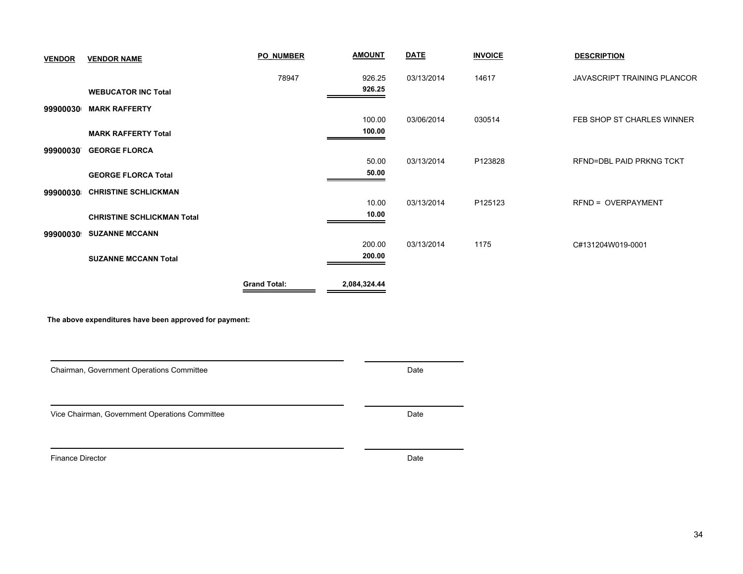| VENDOR | VENDOR NAME | PO_NUMBER | AMOUNT | DATE | INVOICE | DESCRIPTION |
|---|---|---|---|---|---|---|
| | | 78947 | 926.25 | 03/13/2014 | 14617 | JAVASCRIPT TRAINING PLANCOR |
| | **WEBUCATOR INC Total** | | **926.25** | | | |
| **99900030** | **MARK RAFFERTY** | | | | | |
| | | | 100.00 | 03/06/2014 | 030514 | FEB SHOP ST CHARLES WINNER |
| | **MARK RAFFERTY Total** | | **100.00** | | | |
| **99900030** | **GEORGE FLORCA** | | | | | |
| | | | 50.00 | 03/13/2014 | P123828 | RFND=DBL PAID PRKNG TCKT |
| | **GEORGE FLORCA Total** | | **50.00** | | | |
| **99900030** | **CHRISTINE SCHLICKMAN** | | | | | |
| | | | 10.00 | 03/13/2014 | P125123 | RFND = OVERPAYMENT |
| | **CHRISTINE SCHLICKMAN Total** | | **10.00** | | | |
| **99900030** | **SUZANNE MCCANN** | | | | | |
| | | | 200.00 | 03/13/2014 | 1175 | C#131204W019-0001 |
| | **SUZANNE MCCANN Total** | | **200.00** | | | |
| | | **Grand Total:** | **2,084,324.44** | | | |

**The above expenditures have been approved for payment:**

Chairman, Government Operations Committee — Date

Vice Chairman, Government Operations Committee — Date

Finance Director — Date